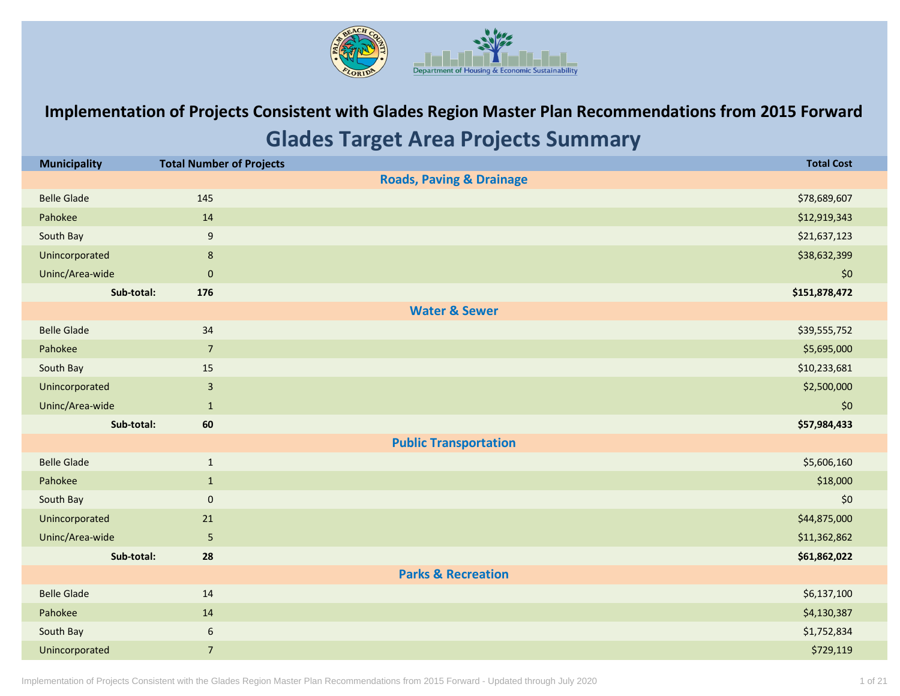# Implementation of Projects Consistent with Glades Region Master Plan Recommendations from 2015 Forward

## Glades Target Area Projects Summary

| Municipality | Total Number of Projects | Total Cost |
|---|---|---|
| **Roads, Paving & Drainage** | | |
| Belle Glade | 145 | $78,689,607 |
| Pahokee | 14 | $12,919,343 |
| South Bay | 9 | $21,637,123 |
| Unincorporated | 8 | $38,632,399 |
| Uninc/Area-wide | 0 | $0 |
| **Sub-total:** | **176** | **$151,878,472** |
| **Water & Sewer** | | |
| Belle Glade | 34 | $39,555,752 |
| Pahokee | 7 | $5,695,000 |
| South Bay | 15 | $10,233,681 |
| Unincorporated | 3 | $2,500,000 |
| Uninc/Area-wide | 1 | $0 |
| **Sub-total:** | **60** | **$57,984,433** |
| **Public Transportation** | | |
| Belle Glade | 1 | $5,606,160 |
| Pahokee | 1 | $18,000 |
| South Bay | 0 | $0 |
| Unincorporated | 21 | $44,875,000 |
| Uninc/Area-wide | 5 | $11,362,862 |
| **Sub-total:** | **28** | **$61,862,022** |
| **Parks & Recreation** | | |
| Belle Glade | 14 | $6,137,100 |
| Pahokee | 14 | $4,130,387 |
| South Bay | 6 | $1,752,834 |
| Unincorporated | 7 | $729,119 |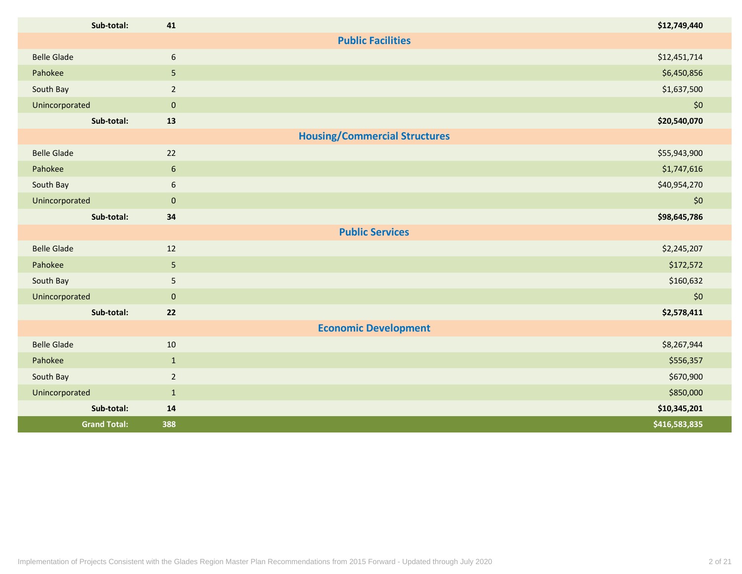| | | |
|---|---|---|
| **Sub-total:** | **41** | **$12,749,440** |
| **Public Facilities** | | |
| Belle Glade | 6 | $12,451,714 |
| Pahokee | 5 | $6,450,856 |
| South Bay | 2 | $1,637,500 |
| Unincorporated | 0 | $0 |
| **Sub-total:** | **13** | **$20,540,070** |
| **Housing/Commercial Structures** | | |
| Belle Glade | 22 | $55,943,900 |
| Pahokee | 6 | $1,747,616 |
| South Bay | 6 | $40,954,270 |
| Unincorporated | 0 | $0 |
| **Sub-total:** | **34** | **$98,645,786** |
| **Public Services** | | |
| Belle Glade | 12 | $2,245,207 |
| Pahokee | 5 | $172,572 |
| South Bay | 5 | $160,632 |
| Unincorporated | 0 | $0 |
| **Sub-total:** | **22** | **$2,578,411** |
| **Economic Development** | | |
| Belle Glade | 10 | $8,267,944 |
| Pahokee | 1 | $556,357 |
| South Bay | 2 | $670,900 |
| Unincorporated | 1 | $850,000 |
| **Sub-total:** | **14** | **$10,345,201** |
| **Grand Total:** | **388** | **$416,583,835** |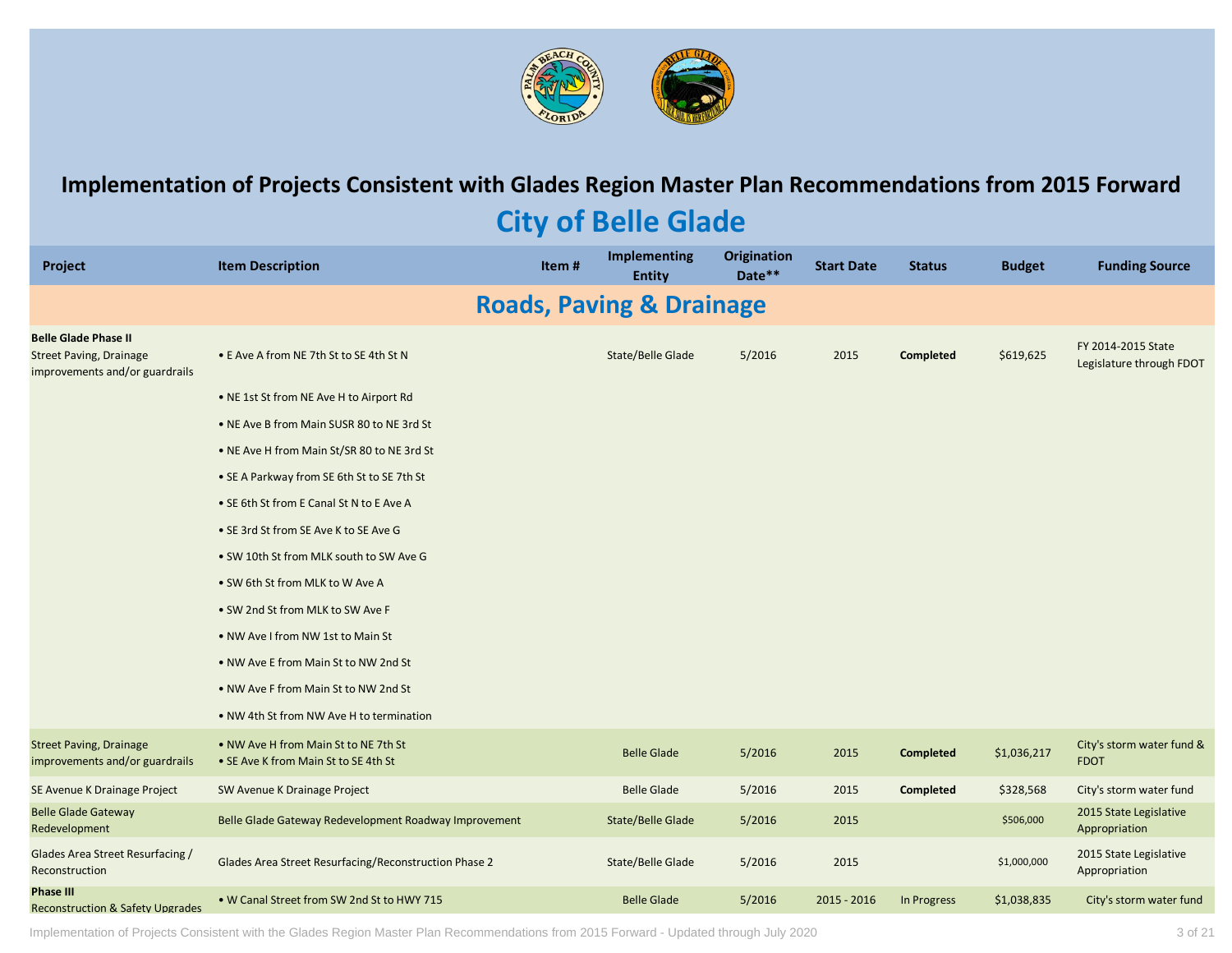# Implementation of Projects Consistent with Glades Region Master Plan Recommendations from 2015 Forward

## City of Belle Glade

| Project | Item Description | Item # | Implementing Entity | Origination Date** | Start Date | Status | Budget | Funding Source |
|---|---|---|---|---|---|---|---|---|
| **Roads, Paving & Drainage** | | | | | | | | |
| **Belle Glade Phase II** Street Paving, Drainage improvements and/or guardrails | • E Ave A from NE 7th St to SE 4th St N | | State/Belle Glade | 5/2016 | 2015 | **Completed** | $619,625 | FY 2014-2015 State Legislature through FDOT |
| | • NE 1st St from NE Ave H to Airport Rd | | | | | | | |
| | • NE Ave B from Main SUSR 80 to NE 3rd St | | | | | | | |
| | • NE Ave H from Main St/SR 80 to NE 3rd St | | | | | | | |
| | • SE A Parkway from SE 6th St to SE 7th St | | | | | | | |
| | • SE 6th St from E Canal St N to E Ave A | | | | | | | |
| | • SE 3rd St from SE Ave K to SE Ave G | | | | | | | |
| | • SW 10th St from MLK south to SW Ave G | | | | | | | |
| | • SW 6th St from MLK to W Ave A | | | | | | | |
| | • SW 2nd St from MLK to SW Ave F | | | | | | | |
| | • NW Ave I from NW 1st to Main St | | | | | | | |
| | • NW Ave E from Main St to NW 2nd St | | | | | | | |
| | • NW Ave F from Main St to NW 2nd St | | | | | | | |
| | • NW 4th St from NW Ave H to termination | | | | | | | |
| Street Paving, Drainage improvements and/or guardrails | • NW Ave H from Main St to NE 7th St<br>• SE Ave K from Main St to SE 4th St | | Belle Glade | 5/2016 | 2015 | **Completed** | $1,036,217 | City's storm water fund & FDOT |
| SE Avenue K Drainage Project | SW Avenue K Drainage Project | | Belle Glade | 5/2016 | 2015 | **Completed** | $328,568 | City's storm water fund |
| Belle Glade Gateway Redevelopment | Belle Glade Gateway Redevelopment Roadway Improvement | | State/Belle Glade | 5/2016 | 2015 | | $506,000 | 2015 State Legislative Appropriation |
| Glades Area Street Resurfacing / Reconstruction | Glades Area Street Resurfacing/Reconstruction Phase 2 | | State/Belle Glade | 5/2016 | 2015 | | $1,000,000 | 2015 State Legislative Appropriation |
| **Phase III** Reconstruction & Safety Upgrades | • W Canal Street from SW 2nd St to HWY 715 | | Belle Glade | 5/2016 | 2015 - 2016 | In Progress | $1,038,835 | City's storm water fund |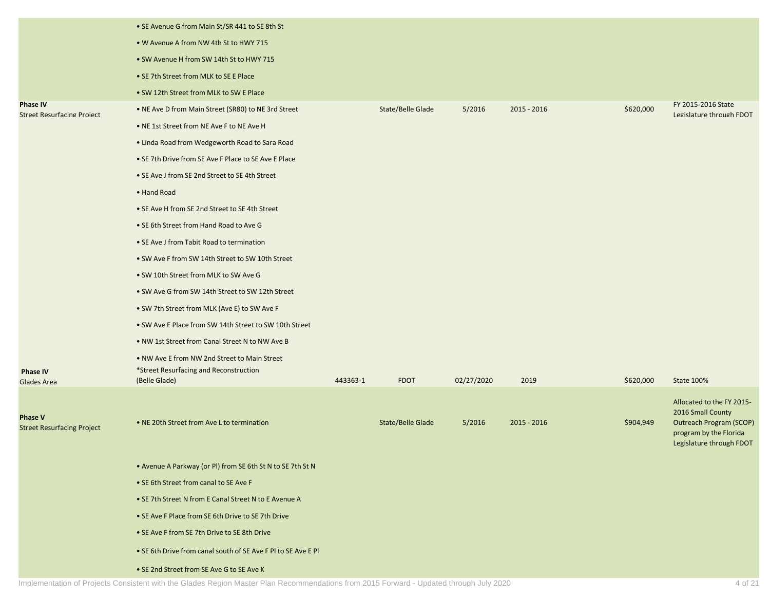| | | | | | | | |
|---|---|---|---|---|---|---|---|
| | • SE Avenue G from Main St/SR 441 to SE 8th St | | | | | | |
| | • W Avenue A from NW 4th St to HWY 715 | | | | | | |
| | • SW Avenue H from SW 14th St to HWY 715 | | | | | | |
| | • SE 7th Street from MLK to SE E Place | | | | | | |
| | • SW 12th Street from MLK to SW E Place | | | | | | |
| **Phase IV** Street Resurfacing Project | • NE Ave D from Main Street (SR80) to NE 3rd Street | | State/Belle Glade | 5/2016 | 2015 - 2016 | $620,000 | FY 2015-2016 State Legislature through FDOT |
| | • NE 1st Street from NE Ave F to NE Ave H | | | | | | |
| | • Linda Road from Wedgeworth Road to Sara Road | | | | | | |
| | • SE 7th Drive from SE Ave F Place to SE Ave E Place | | | | | | |
| | • SE Ave J from SE 2nd Street to SE 4th Street | | | | | | |
| | • Hand Road | | | | | | |
| | • SE Ave H from SE 2nd Street to SE 4th Street | | | | | | |
| | • SE 6th Street from Hand Road to Ave G | | | | | | |
| | • SE Ave J from Tabit Road to termination | | | | | | |
| | • SW Ave F from SW 14th Street to SW 10th Street | | | | | | |
| | • SW 10th Street from MLK to SW Ave G | | | | | | |
| | • SW Ave G from SW 14th Street to SW 12th Street | | | | | | |
| | • SW 7th Street from MLK (Ave E) to SW Ave F | | | | | | |
| | • SW Ave E Place from SW 14th Street to SW 10th Street | | | | | | |
| | • NW 1st Street from Canal Street N to NW Ave B | | | | | | |
| | • NW Ave E from NW 2nd Street to Main Street | | | | | | |
| **Phase IV** Glades Area | *Street Resurfacing and Reconstruction (Belle Glade) | 443363-1 | FDOT | 02/27/2020 | 2019 | $620,000 | State 100% |
| **Phase V** Street Resurfacing Project | • NE 20th Street from Ave L to termination | | State/Belle Glade | 5/2016 | 2015 - 2016 | $904,949 | Allocated to the FY 2015-2016 Small County Outreach Program (SCOP) program by the Florida Legislature through FDOT |
| | • Avenue A Parkway (or Pl) from SE 6th St N to SE 7th St N | | | | | | |
| | • SE 6th Street from canal to SE Ave F | | | | | | |
| | • SE 7th Street N from E Canal Street N to E Avenue A | | | | | | |
| | • SE Ave F Place from SE 6th Drive to SE 7th Drive | | | | | | |
| | • SE Ave F from SE 7th Drive to SE 8th Drive | | | | | | |
| | • SE 6th Drive from canal south of SE Ave F Pl to SE Ave E Pl | | | | | | |
| | • SE 2nd Street from SE Ave G to SE Ave K | | | | | | |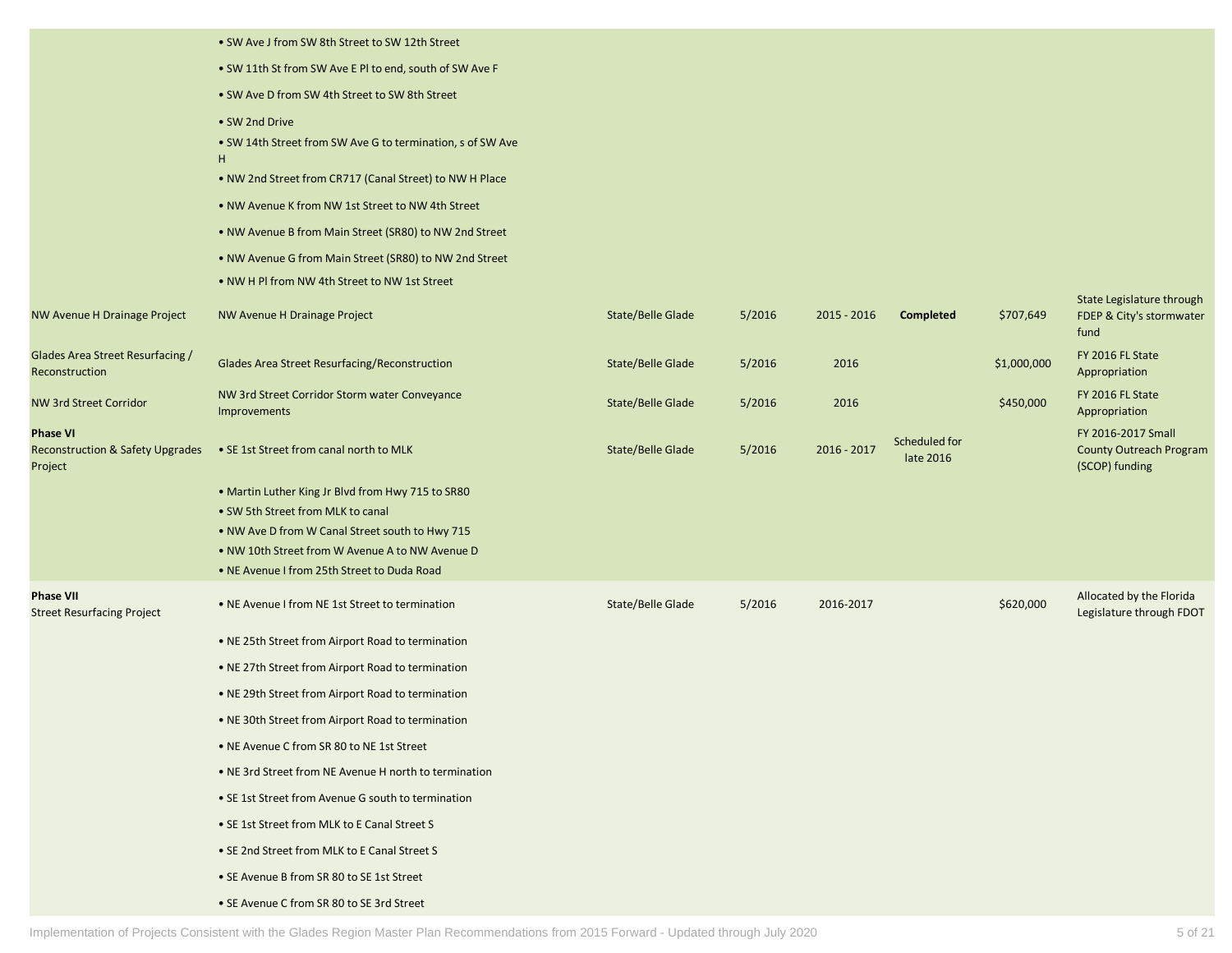| | | | | | | | |
|---|---|---|---|---|---|---|---|
| | • SW Ave J from SW 8th Street to SW 12th Street | | | | | | |
| | • SW 11th St from SW Ave E Pl to end, south of SW Ave F | | | | | | |
| | • SW Ave D from SW 4th Street to SW 8th Street | | | | | | |
| | • SW 2nd Drive | | | | | | |
| | • SW 14th Street from SW Ave G to termination, s of SW Ave H | | | | | | |
| | • NW 2nd Street from CR717 (Canal Street) to NW H Place | | | | | | |
| | • NW Avenue K from NW 1st Street to NW 4th Street | | | | | | |
| | • NW Avenue B from Main Street (SR80) to NW 2nd Street | | | | | | |
| | • NW Avenue G from Main Street (SR80) to NW 2nd Street | | | | | | |
| | • NW H Pl from NW 4th Street to NW 1st Street | | | | | | |
| NW Avenue H Drainage Project | NW Avenue H Drainage Project | State/Belle Glade | 5/2016 | 2015 - 2016 | **Completed** | $707,649 | State Legislature through FDEP & City's stormwater fund |
| Glades Area Street Resurfacing / Reconstruction | Glades Area Street Resurfacing/Reconstruction | State/Belle Glade | 5/2016 | 2016 | | $1,000,000 | FY 2016 FL State Appropriation |
| NW 3rd Street Corridor | NW 3rd Street Corridor Storm water Conveyance Improvements | State/Belle Glade | 5/2016 | 2016 | | $450,000 | FY 2016 FL State Appropriation |
| **Phase VI** Reconstruction & Safety Upgrades Project | • SE 1st Street from canal north to MLK | State/Belle Glade | 5/2016 | 2016 - 2017 | Scheduled for late 2016 | | FY 2016-2017 Small County Outreach Program (SCOP) funding |
| | • Martin Luther King Jr Blvd from Hwy 715 to SR80<br>• SW 5th Street from MLK to canal<br>• NW Ave D from W Canal Street south to Hwy 715<br>• NW 10th Street from W Avenue A to NW Avenue D<br>• NE Avenue I from 25th Street to Duda Road | | | | | | |
| **Phase VII** Street Resurfacing Project | • NE Avenue I from NE 1st Street to termination | State/Belle Glade | 5/2016 | 2016-2017 | | $620,000 | Allocated by the Florida Legislature through FDOT |
| | • NE 25th Street from Airport Road to termination | | | | | | |
| | • NE 27th Street from Airport Road to termination | | | | | | |
| | • NE 29th Street from Airport Road to termination | | | | | | |
| | • NE 30th Street from Airport Road to termination | | | | | | |
| | • NE Avenue C from SR 80 to NE 1st Street | | | | | | |
| | • NE 3rd Street from NE Avenue H north to termination | | | | | | |
| | • SE 1st Street from Avenue G south to termination | | | | | | |
| | • SE 1st Street from MLK to E Canal Street S | | | | | | |
| | • SE 2nd Street from MLK to E Canal Street S | | | | | | |
| | • SE Avenue B from SR 80 to SE 1st Street | | | | | | |
| | • SE Avenue C from SR 80 to SE 3rd Street | | | | | | |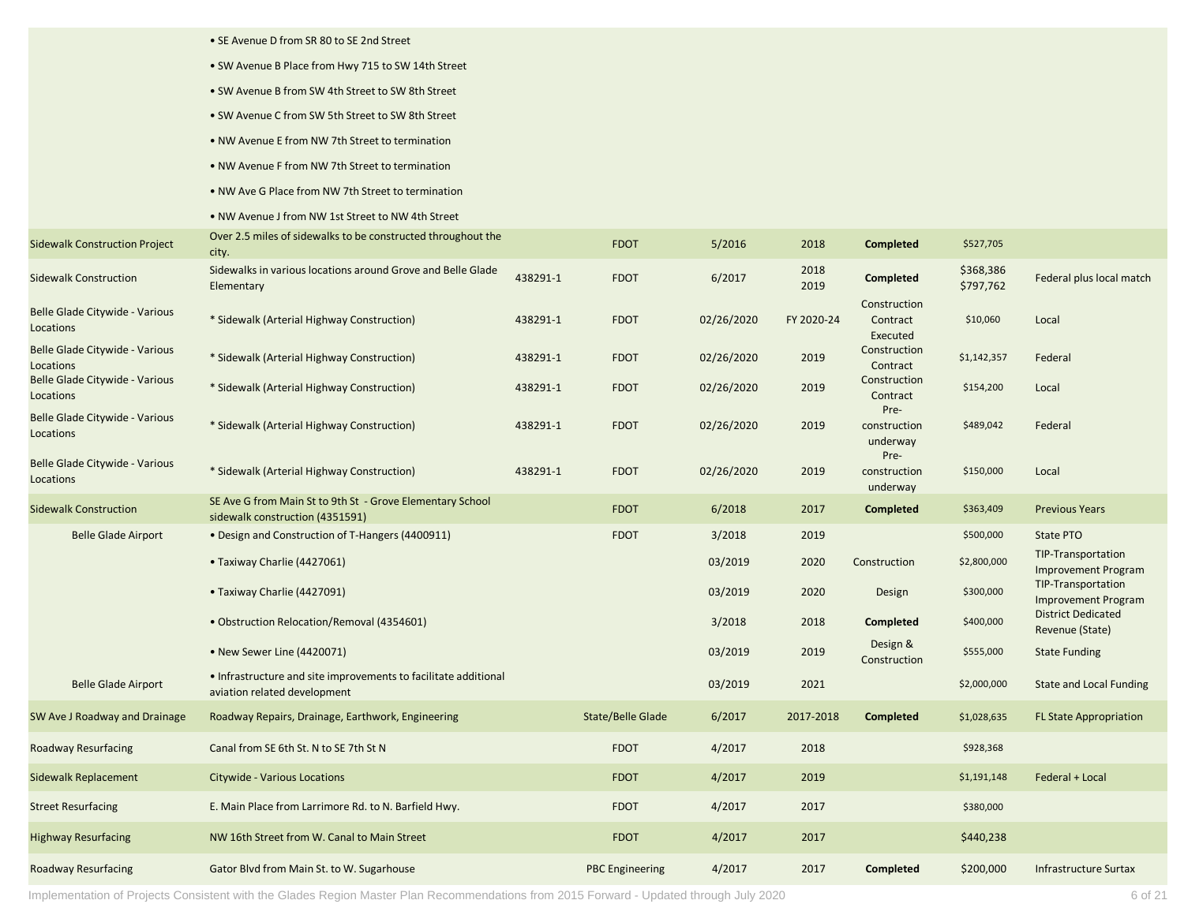| | | | | | | | | |
|---|---|---|---|---|---|---|---|---|
| | • SE Avenue D from SR 80 to SE 2nd Street | | | | | | | |
| | • SW Avenue B Place from Hwy 715 to SW 14th Street | | | | | | | |
| | • SW Avenue B from SW 4th Street to SW 8th Street | | | | | | | |
| | • SW Avenue C from SW 5th Street to SW 8th Street | | | | | | | |
| | • NW Avenue E from NW 7th Street to termination | | | | | | | |
| | • NW Avenue F from NW 7th Street to termination | | | | | | | |
| | • NW Ave G Place from NW 7th Street to termination | | | | | | | |
| | • NW Avenue J from NW 1st Street to NW 4th Street | | | | | | | |
| Sidewalk Construction Project | Over 2.5 miles of sidewalks to be constructed throughout the city. | | FDOT | 5/2016 | 2018 | **Completed** | $527,705 | |
| Sidewalk Construction | Sidewalks in various locations around Grove and Belle Glade Elementary | 438291-1 | FDOT | 6/2017 | 2018 2019 | **Completed** | $368,386 $797,762 | Federal plus local match |
| Belle Glade Citywide - Various Locations | * Sidewalk (Arterial Highway Construction) | 438291-1 | FDOT | 02/26/2020 | FY 2020-24 | Construction Contract Executed | $10,060 | Local |
| Belle Glade Citywide - Various Locations | * Sidewalk (Arterial Highway Construction) | 438291-1 | FDOT | 02/26/2020 | 2019 | Construction Contract | $1,142,357 | Federal |
| Belle Glade Citywide - Various Locations | * Sidewalk (Arterial Highway Construction) | 438291-1 | FDOT | 02/26/2020 | 2019 | Construction Contract | $154,200 | Local |
| Belle Glade Citywide - Various Locations | * Sidewalk (Arterial Highway Construction) | 438291-1 | FDOT | 02/26/2020 | 2019 | Pre-construction underway | $489,042 | Federal |
| Belle Glade Citywide - Various Locations | * Sidewalk (Arterial Highway Construction) | 438291-1 | FDOT | 02/26/2020 | 2019 | Pre-construction underway | $150,000 | Local |
| Sidewalk Construction | SE Ave G from Main St to 9th St - Grove Elementary School sidewalk construction (4351591) | | FDOT | 6/2018 | 2017 | **Completed** | $363,409 | Previous Years |
| Belle Glade Airport | • Design and Construction of T-Hangers (4400911) | | FDOT | 3/2018 | 2019 | | $500,000 | State PTO |
| | • Taxiway Charlie (4427061) | | | 03/2019 | 2020 | Construction | $2,800,000 | TIP-Transportation Improvement Program |
| | • Taxiway Charlie (4427091) | | | 03/2019 | 2020 | Design | $300,000 | TIP-Transportation Improvement Program |
| | • Obstruction Relocation/Removal (4354601) | | | 3/2018 | 2018 | **Completed** | $400,000 | District Dedicated Revenue (State) |
| | • New Sewer Line (4420071) | | | 03/2019 | 2019 | Design & Construction | $555,000 | State Funding |
| Belle Glade Airport | • Infrastructure and site improvements to facilitate additional aviation related development | | | 03/2019 | 2021 | | $2,000,000 | State and Local Funding |
| SW Ave J Roadway and Drainage | Roadway Repairs, Drainage, Earthwork, Engineering | | State/Belle Glade | 6/2017 | 2017-2018 | **Completed** | $1,028,635 | FL State Appropriation |
| Roadway Resurfacing | Canal from SE 6th St. N to SE 7th St N | | FDOT | 4/2017 | 2018 | | $928,368 | |
| Sidewalk Replacement | Citywide - Various Locations | | FDOT | 4/2017 | 2019 | | $1,191,148 | Federal + Local |
| Street Resurfacing | E. Main Place from Larrimore Rd. to N. Barfield Hwy. | | FDOT | 4/2017 | 2017 | | $380,000 | |
| Highway Resurfacing | NW 16th Street from W. Canal to Main Street | | FDOT | 4/2017 | 2017 | | $440,238 | |
| Roadway Resurfacing | Gator Blvd from Main St. to W. Sugarhouse | | PBC Engineering | 4/2017 | 2017 | **Completed** | $200,000 | Infrastructure Surtax |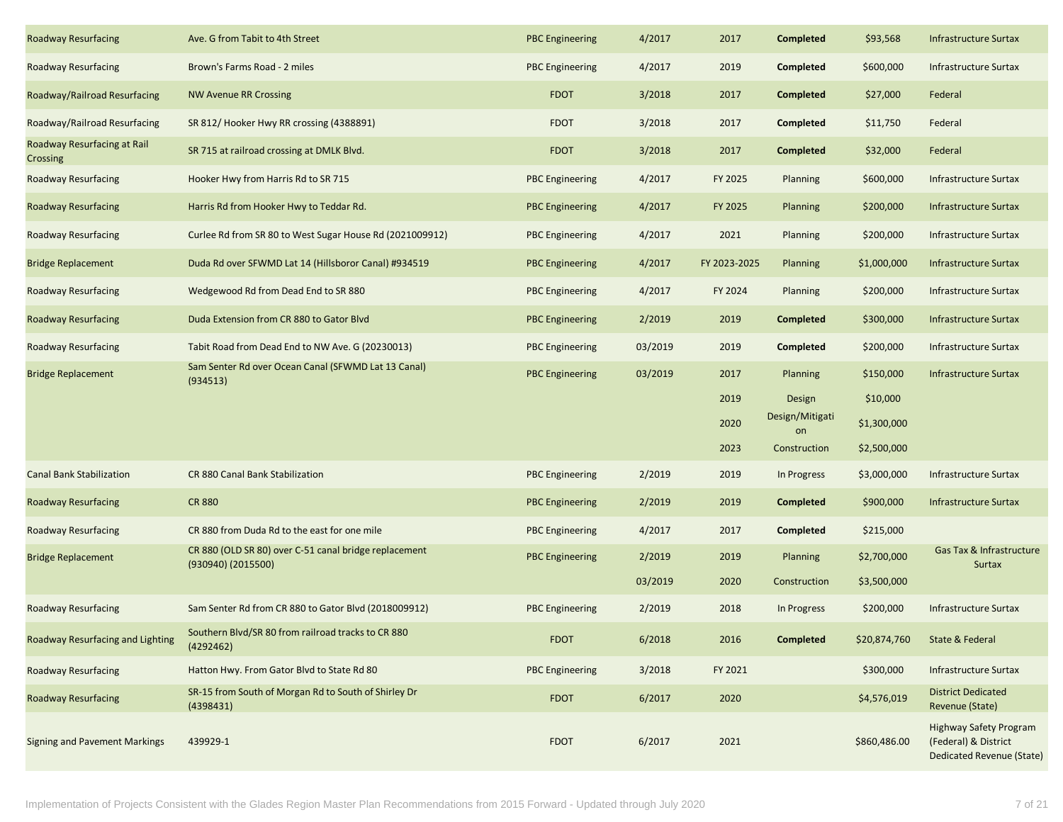| | | | | | | | |
|---|---|---|---|---|---|---|---|
| Roadway Resurfacing | Ave. G from Tabit to 4th Street | PBC Engineering | 4/2017 | 2017 | **Completed** | $93,568 | Infrastructure Surtax |
| Roadway Resurfacing | Brown's Farms Road - 2 miles | PBC Engineering | 4/2017 | 2019 | **Completed** | $600,000 | Infrastructure Surtax |
| Roadway/Railroad Resurfacing | NW Avenue RR Crossing | FDOT | 3/2018 | 2017 | **Completed** | $27,000 | Federal |
| Roadway/Railroad Resurfacing | SR 812/ Hooker Hwy RR crossing (4388891) | FDOT | 3/2018 | 2017 | **Completed** | $11,750 | Federal |
| Roadway Resurfacing at Rail Crossing | SR 715 at railroad crossing at DMLK Blvd. | FDOT | 3/2018 | 2017 | **Completed** | $32,000 | Federal |
| Roadway Resurfacing | Hooker Hwy from Harris Rd to SR 715 | PBC Engineering | 4/2017 | FY 2025 | Planning | $600,000 | Infrastructure Surtax |
| Roadway Resurfacing | Harris Rd from Hooker Hwy to Teddar Rd. | PBC Engineering | 4/2017 | FY 2025 | Planning | $200,000 | Infrastructure Surtax |
| Roadway Resurfacing | Curlee Rd from SR 80 to West Sugar House Rd (2021009912) | PBC Engineering | 4/2017 | 2021 | Planning | $200,000 | Infrastructure Surtax |
| Bridge Replacement | Duda Rd over SFWMD Lat 14 (Hillsboror Canal) #934519 | PBC Engineering | 4/2017 | FY 2023-2025 | Planning | $1,000,000 | Infrastructure Surtax |
| Roadway Resurfacing | Wedgewood Rd from Dead End to SR 880 | PBC Engineering | 4/2017 | FY 2024 | Planning | $200,000 | Infrastructure Surtax |
| Roadway Resurfacing | Duda Extension from CR 880 to Gator Blvd | PBC Engineering | 2/2019 | 2019 | **Completed** | $300,000 | Infrastructure Surtax |
| Roadway Resurfacing | Tabit Road from Dead End to NW Ave. G (20230013) | PBC Engineering | 03/2019 | 2019 | **Completed** | $200,000 | Infrastructure Surtax |
| Bridge Replacement | Sam Senter Rd over Ocean Canal (SFWMD Lat 13 Canal) (934513) | PBC Engineering | 03/2019 | 2017 | Planning | $150,000 | Infrastructure Surtax |
| | | | | 2019 | Design | $10,000 | |
| | | | | 2020 | Design/Mitigation | $1,300,000 | |
| | | | | 2023 | Construction | $2,500,000 | |
| Canal Bank Stabilization | CR 880 Canal Bank Stabilization | PBC Engineering | 2/2019 | 2019 | In Progress | $3,000,000 | Infrastructure Surtax |
| Roadway Resurfacing | CR 880 | PBC Engineering | 2/2019 | 2019 | **Completed** | $900,000 | Infrastructure Surtax |
| Roadway Resurfacing | CR 880 from Duda Rd to the east for one mile | PBC Engineering | 4/2017 | 2017 | **Completed** | $215,000 | |
| Bridge Replacement | CR 880 (OLD SR 80) over C-51 canal bridge replacement (930940) (2015500) | PBC Engineering | 2/2019 | 2019 | Planning | $2,700,000 | Gas Tax & Infrastructure Surtax |
| | | | 03/2019 | 2020 | Construction | $3,500,000 | |
| Roadway Resurfacing | Sam Senter Rd from CR 880 to Gator Blvd (2018009912) | PBC Engineering | 2/2019 | 2018 | In Progress | $200,000 | Infrastructure Surtax |
| Roadway Resurfacing and Lighting | Southern Blvd/SR 80 from railroad tracks to CR 880 (4292462) | FDOT | 6/2018 | 2016 | **Completed** | $20,874,760 | State & Federal |
| Roadway Resurfacing | Hatton Hwy. From Gator Blvd to State Rd 80 | PBC Engineering | 3/2018 | FY 2021 | | $300,000 | Infrastructure Surtax |
| Roadway Resurfacing | SR-15 from South of Morgan Rd to South of Shirley Dr (4398431) | FDOT | 6/2017 | 2020 | | $4,576,019 | District Dedicated Revenue (State) |
| Signing and Pavement Markings | 439929-1 | FDOT | 6/2017 | 2021 | | $860,486.00 | Highway Safety Program (Federal) & District Dedicated Revenue (State) |

Implementation of Projects Consistent with the Glades Region Master Plan Recommendations from 2015 Forward - Updated through July 2020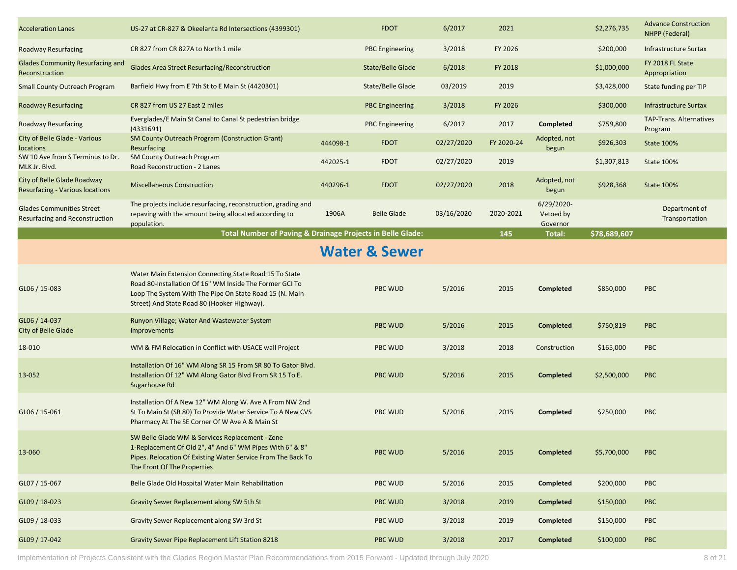| | | | | | | | | |
|---|---|---|---|---|---|---|---|---|
| Acceleration Lanes | US-27 at CR-827 & Okeelanta Rd Intersections (4399301) | | FDOT | 6/2017 | 2021 | | $2,276,735 | Advance Construction NHPP (Federal) |
| Roadway Resurfacing | CR 827 from CR 827A to North 1 mile | | PBC Engineering | 3/2018 | FY 2026 | | $200,000 | Infrastructure Surtax |
| Glades Community Resurfacing and Reconstruction | Glades Area Street Resurfacing/Reconstruction | | State/Belle Glade | 6/2018 | FY 2018 | | $1,000,000 | FY 2018 FL State Appropriation |
| Small County Outreach Program | Barfield Hwy from E 7th St to E Main St (4420301) | | State/Belle Glade | 03/2019 | 2019 | | $3,428,000 | State funding per TIP |
| Roadway Resurfacing | CR 827 from US 27 East 2 miles | | PBC Engineering | 3/2018 | FY 2026 | | $300,000 | Infrastructure Surtax |
| Roadway Resurfacing | Everglades/E Main St Canal to Canal St pedestrian bridge (4331691) | | PBC Engineering | 6/2017 | 2017 | **Completed** | $759,800 | TAP-Trans. Alternatives Program |
| City of Belle Glade - Various locations | SM County Outreach Program (Construction Grant) Resurfacing | 444098-1 | FDOT | 02/27/2020 | FY 2020-24 | Adopted, not begun | $926,303 | State 100% |
| SW 10 Ave from S Terminus to Dr. MLK Jr. Blvd. | SM County Outreach Program Road Reconstruction - 2 Lanes | 442025-1 | FDOT | 02/27/2020 | 2019 | | $1,307,813 | State 100% |
| City of Belle Glade Roadway Resurfacing - Various locations | Miscellaneous Construction | 440296-1 | FDOT | 02/27/2020 | 2018 | Adopted, not begun | $928,368 | State 100% |
| Glades Communities Street Resurfacing and Reconstruction | The projects include resurfacing, reconstruction, grading and repaving with the amount being allocated according to population. | 1906A | Belle Glade | 03/16/2020 | 2020-2021 | 6/29/2020-Vetoed by Governor | | Department of Transportation |
| | **Total Number of Paving & Drainage Projects in Belle Glade:** | | | | **145** | **Total:** | **$78,689,607** | |

## Water & Sewer

| | | | | | | | | |
|---|---|---|---|---|---|---|---|---|
| GL06 / 15-083 | Water Main Extension Connecting State Road 15 To State Road 80-Installation Of 16" WM Inside The Former GCI To Loop The System With The Pipe On State Road 15 (N. Main Street) And State Road 80 (Hooker Highway). | | PBC WUD | 5/2016 | 2015 | **Completed** | $850,000 | PBC |
| GL06 / 14-037 City of Belle Glade | Runyon Village; Water And Wastewater System Improvements | | PBC WUD | 5/2016 | 2015 | **Completed** | $750,819 | PBC |
| 18-010 | WM & FM Relocation in Conflict with USACE wall Project | | PBC WUD | 3/2018 | 2018 | Construction | $165,000 | PBC |
| 13-052 | Installation Of 16" WM Along SR 15 From SR 80 To Gator Blvd. Installation Of 12" WM Along Gator Blvd From SR 15 To E. Sugarhouse Rd | | PBC WUD | 5/2016 | 2015 | **Completed** | $2,500,000 | PBC |
| GL06 / 15-061 | Installation Of A New 12" WM Along W. Ave A From NW 2nd St To Main St (SR 80) To Provide Water Service To A New CVS Pharmacy At The SE Corner Of W Ave A & Main St | | PBC WUD | 5/2016 | 2015 | **Completed** | $250,000 | PBC |
| 13-060 | SW Belle Glade WM & Services Replacement - Zone 1-Replacement Of Old 2", 4" And 6" WM Pipes With 6" & 8" Pipes. Relocation Of Existing Water Service From The Back To The Front Of The Properties | | PBC WUD | 5/2016 | 2015 | **Completed** | $5,700,000 | PBC |
| GL07 / 15-067 | Belle Glade Old Hospital Water Main Rehabilitation | | PBC WUD | 5/2016 | 2015 | **Completed** | $200,000 | PBC |
| GL09 / 18-023 | Gravity Sewer Replacement along SW 5th St | | PBC WUD | 3/2018 | 2019 | **Completed** | $150,000 | PBC |
| GL09 / 18-033 | Gravity Sewer Replacement along SW 3rd St | | PBC WUD | 3/2018 | 2019 | **Completed** | $150,000 | PBC |
| GL09 / 17-042 | Gravity Sewer Pipe Replacement Lift Station 8218 | | PBC WUD | 3/2018 | 2017 | **Completed** | $100,000 | PBC |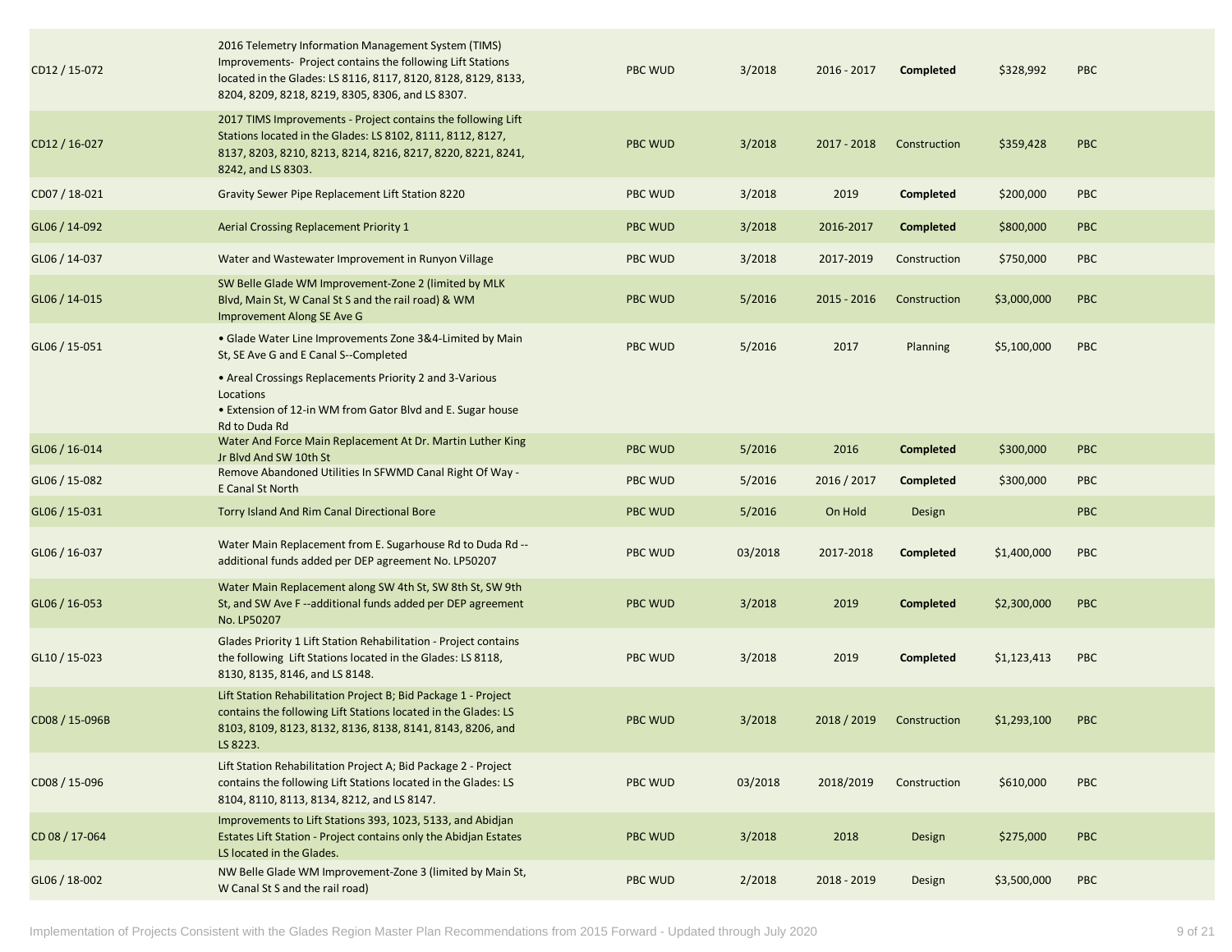| | | | | | | | |
|---|---|---|---|---|---|---|---|
| CD12 / 15-072 | 2016 Telemetry Information Management System (TIMS) Improvements- Project contains the following Lift Stations located in the Glades: LS 8116, 8117, 8120, 8128, 8129, 8133, 8204, 8209, 8218, 8219, 8305, 8306, and LS 8307. | PBC WUD | 3/2018 | 2016 - 2017 | **Completed** | $328,992 | PBC |
| CD12 / 16-027 | 2017 TIMS Improvements - Project contains the following Lift Stations located in the Glades: LS 8102, 8111, 8112, 8127, 8137, 8203, 8210, 8213, 8214, 8216, 8217, 8220, 8221, 8241, 8242, and LS 8303. | PBC WUD | 3/2018 | 2017 - 2018 | Construction | $359,428 | PBC |
| CD07 / 18-021 | Gravity Sewer Pipe Replacement Lift Station 8220 | PBC WUD | 3/2018 | 2019 | **Completed** | $200,000 | PBC |
| GL06 / 14-092 | Aerial Crossing Replacement Priority 1 | PBC WUD | 3/2018 | 2016-2017 | **Completed** | $800,000 | PBC |
| GL06 / 14-037 | Water and Wastewater Improvement in Runyon Village | PBC WUD | 3/2018 | 2017-2019 | Construction | $750,000 | PBC |
| GL06 / 14-015 | SW Belle Glade WM Improvement-Zone 2 (limited by MLK Blvd, Main St, W Canal St S and the rail road) & WM Improvement Along SE Ave G | PBC WUD | 5/2016 | 2015 - 2016 | Construction | $3,000,000 | PBC |
| GL06 / 15-051 | • Glade Water Line Improvements Zone 3&4-Limited by Main St, SE Ave G and E Canal S--Completed<br>• Areal Crossings Replacements Priority 2 and 3-Various Locations<br>• Extension of 12-in WM from Gator Blvd and E. Sugar house Rd to Duda Rd | PBC WUD | 5/2016 | 2017 | Planning | $5,100,000 | PBC |
| GL06 / 16-014 | Water And Force Main Replacement At Dr. Martin Luther King Jr Blvd And SW 10th St | PBC WUD | 5/2016 | 2016 | **Completed** | $300,000 | PBC |
| GL06 / 15-082 | Remove Abandoned Utilities In SFWMD Canal Right Of Way - E Canal St North | PBC WUD | 5/2016 | 2016 / 2017 | **Completed** | $300,000 | PBC |
| GL06 / 15-031 | Torry Island And Rim Canal Directional Bore | PBC WUD | 5/2016 | On Hold | Design | | PBC |
| GL06 / 16-037 | Water Main Replacement from E. Sugarhouse Rd to Duda Rd --additional funds added per DEP agreement No. LP50207 | PBC WUD | 03/2018 | 2017-2018 | **Completed** | $1,400,000 | PBC |
| GL06 / 16-053 | Water Main Replacement along SW 4th St, SW 8th St, SW 9th St, and SW Ave F --additional funds added per DEP agreement No. LP50207 | PBC WUD | 3/2018 | 2019 | **Completed** | $2,300,000 | PBC |
| GL10 / 15-023 | Glades Priority 1 Lift Station Rehabilitation - Project contains the following Lift Stations located in the Glades: LS 8118, 8130, 8135, 8146, and LS 8148. | PBC WUD | 3/2018 | 2019 | **Completed** | $1,123,413 | PBC |
| CD08 / 15-096B | Lift Station Rehabilitation Project B; Bid Package 1 - Project contains the following Lift Stations located in the Glades: LS 8103, 8109, 8123, 8132, 8136, 8138, 8141, 8143, 8206, and LS 8223. | PBC WUD | 3/2018 | 2018 / 2019 | Construction | $1,293,100 | PBC |
| CD08 / 15-096 | Lift Station Rehabilitation Project A; Bid Package 2 - Project contains the following Lift Stations located in the Glades: LS 8104, 8110, 8113, 8134, 8212, and LS 8147. | PBC WUD | 03/2018 | 2018/2019 | Construction | $610,000 | PBC |
| CD 08 / 17-064 | Improvements to Lift Stations 393, 1023, 5133, and Abidjan Estates Lift Station - Project contains only the Abidjan Estates LS located in the Glades. | PBC WUD | 3/2018 | 2018 | Design | $275,000 | PBC |
| GL06 / 18-002 | NW Belle Glade WM Improvement-Zone 3 (limited by Main St, W Canal St S and the rail road) | PBC WUD | 2/2018 | 2018 - 2019 | Design | $3,500,000 | PBC |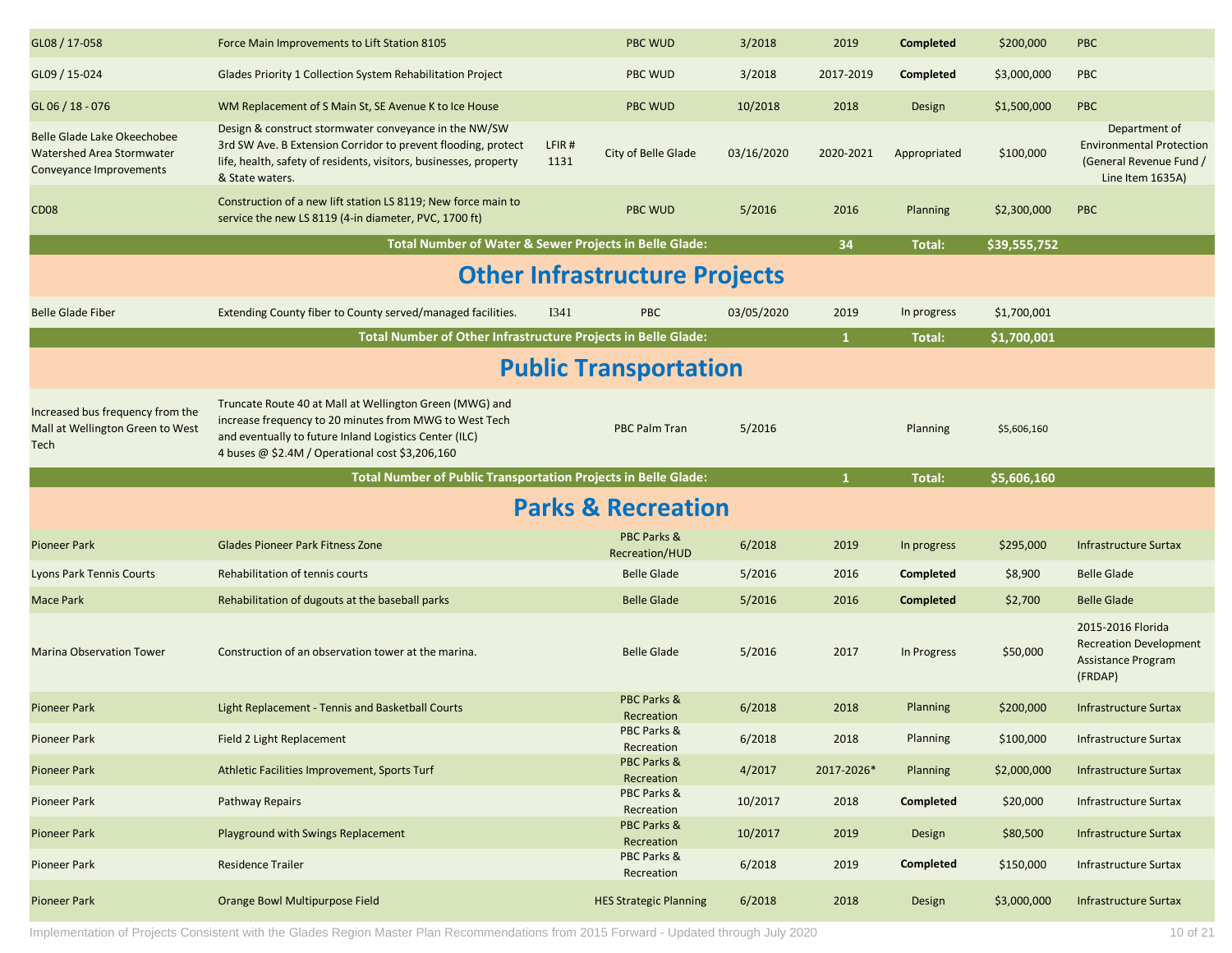| | | | | | | | | |
|---|---|---|---|---|---|---|---|---|
| GL08 / 17-058 | Force Main Improvements to Lift Station 8105 | | PBC WUD | 3/2018 | 2019 | **Completed** | $200,000 | PBC |
| GL09 / 15-024 | Glades Priority 1 Collection System Rehabilitation Project | | PBC WUD | 3/2018 | 2017-2019 | **Completed** | $3,000,000 | PBC |
| GL 06 / 18 - 076 | WM Replacement of S Main St, SE Avenue K to Ice House | | PBC WUD | 10/2018 | 2018 | Design | $1,500,000 | PBC |
| Belle Glade Lake Okeechobee Watershed Area Stormwater Conveyance Improvements | Design & construct stormwater conveyance in the NW/SW 3rd SW Ave. B Extension Corridor to prevent flooding, protect life, health, safety of residents, visitors, businesses, property & State waters. | LFIR # 1131 | City of Belle Glade | 03/16/2020 | 2020-2021 | Appropriated | $100,000 | Department of Environmental Protection (General Revenue Fund / Line Item 1635A) |
| CD08 | Construction of a new lift station LS 8119; New force main to service the new LS 8119 (4-in diameter, PVC, 1700 ft) | | PBC WUD | 5/2016 | 2016 | Planning | $2,300,000 | PBC |
| | **Total Number of Water & Sewer Projects in Belle Glade:** | | | | **34** | **Total:** | **$39,555,752** | |

## Other Infrastructure Projects

| | | | | | | | | |
|---|---|---|---|---|---|---|---|---|
| Belle Glade Fiber | Extending County fiber to County served/managed facilities. | I341 | PBC | 03/05/2020 | 2019 | In progress | $1,700,001 | |
| | **Total Number of Other Infrastructure Projects in Belle Glade:** | | | | **1** | **Total:** | **$1,700,001** | |

## Public Transportation

| | | | | | | | | |
|---|---|---|---|---|---|---|---|---|
| Increased bus frequency from the Mall at Wellington Green to West Tech | Truncate Route 40 at Mall at Wellington Green (MWG) and increase frequency to 20 minutes from MWG to West Tech and eventually to future Inland Logistics Center (ILC) 4 buses @ $2.4M / Operational cost $3,206,160 | | PBC Palm Tran | 5/2016 | | Planning | $5,606,160 | |
| | **Total Number of Public Transportation Projects in Belle Glade:** | | | | **1** | **Total:** | **$5,606,160** | |

## Parks & Recreation

| | | | | | | | | |
|---|---|---|---|---|---|---|---|---|
| Pioneer Park | Glades Pioneer Park Fitness Zone | | PBC Parks & Recreation/HUD | 6/2018 | 2019 | In progress | $295,000 | Infrastructure Surtax |
| Lyons Park Tennis Courts | Rehabilitation of tennis courts | | Belle Glade | 5/2016 | 2016 | **Completed** | $8,900 | Belle Glade |
| Mace Park | Rehabilitation of dugouts at the baseball parks | | Belle Glade | 5/2016 | 2016 | **Completed** | $2,700 | Belle Glade |
| Marina Observation Tower | Construction of an observation tower at the marina. | | Belle Glade | 5/2016 | 2017 | In Progress | $50,000 | 2015-2016 Florida Recreation Development Assistance Program (FRDAP) |
| Pioneer Park | Light Replacement - Tennis and Basketball Courts | | PBC Parks & Recreation | 6/2018 | 2018 | Planning | $200,000 | Infrastructure Surtax |
| Pioneer Park | Field 2 Light Replacement | | PBC Parks & Recreation | 6/2018 | 2018 | Planning | $100,000 | Infrastructure Surtax |
| Pioneer Park | Athletic Facilities Improvement, Sports Turf | | PBC Parks & Recreation | 4/2017 | 2017-2026* | Planning | $2,000,000 | Infrastructure Surtax |
| Pioneer Park | Pathway Repairs | | PBC Parks & Recreation | 10/2017 | 2018 | **Completed** | $20,000 | Infrastructure Surtax |
| Pioneer Park | Playground with Swings Replacement | | PBC Parks & Recreation | 10/2017 | 2019 | Design | $80,500 | Infrastructure Surtax |
| Pioneer Park | Residence Trailer | | PBC Parks & Recreation | 6/2018 | 2019 | **Completed** | $150,000 | Infrastructure Surtax |
| Pioneer Park | Orange Bowl Multipurpose Field | | HES Strategic Planning | 6/2018 | 2018 | Design | $3,000,000 | Infrastructure Surtax |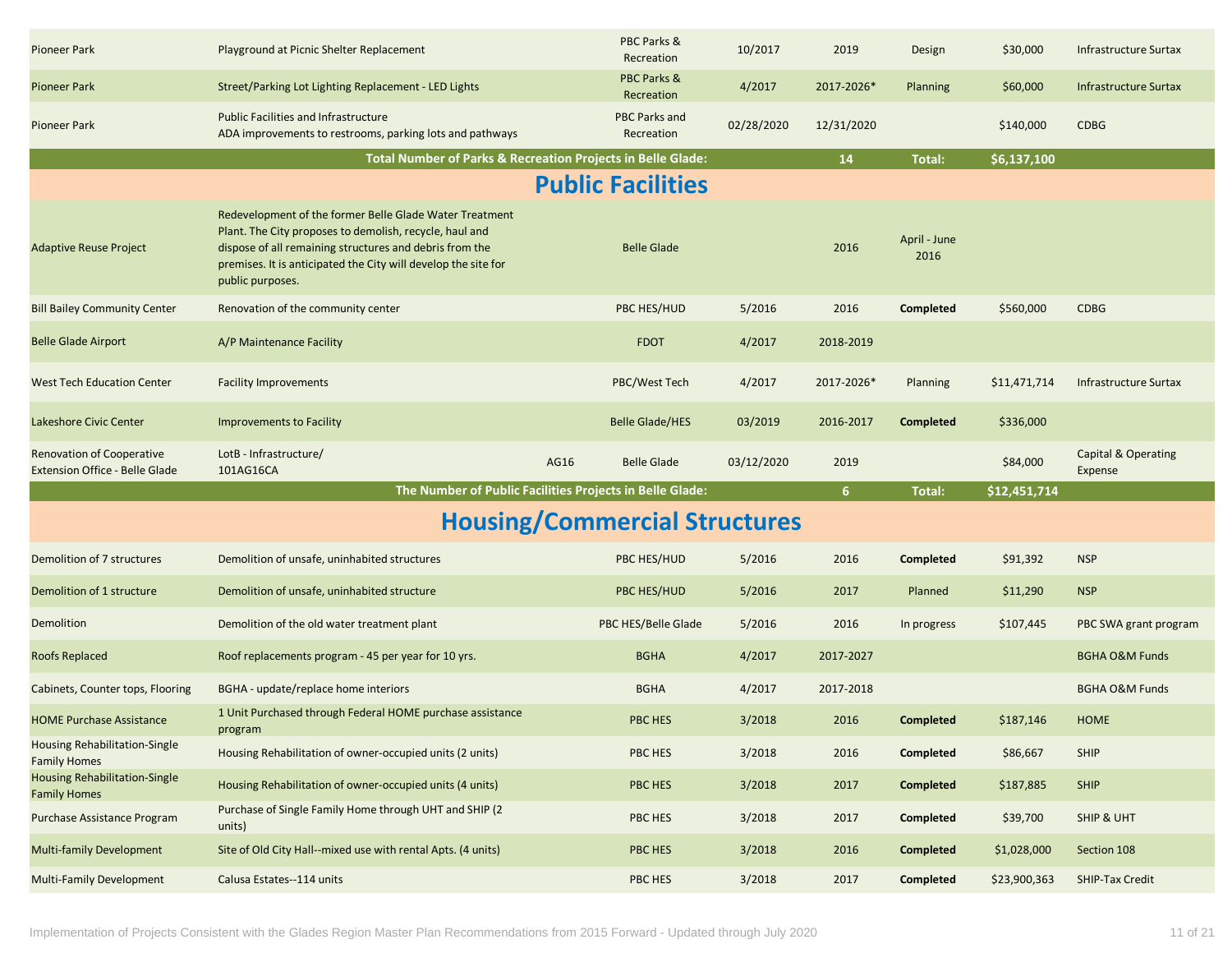| | | | | | | | | |
|---|---|---|---|---|---|---|---|---|
| Pioneer Park | Playground at Picnic Shelter Replacement | | PBC Parks & Recreation | 10/2017 | 2019 | Design | $30,000 | Infrastructure Surtax |
| Pioneer Park | Street/Parking Lot Lighting Replacement - LED Lights | | PBC Parks & Recreation | 4/2017 | 2017-2026* | Planning | $60,000 | Infrastructure Surtax |
| Pioneer Park | Public Facilities and Infrastructure<br>ADA improvements to restrooms, parking lots and pathways | | PBC Parks and Recreation | 02/28/2020 | 12/31/2020 | | $140,000 | CDBG |
| | **Total Number of Parks & Recreation Projects in Belle Glade:** | | | | **14** | **Total:** | **$6,137,100** | |

## Public Facilities

| | | | | | | | | |
|---|---|---|---|---|---|---|---|---|
| Adaptive Reuse Project | Redevelopment of the former Belle Glade Water Treatment Plant. The City proposes to demolish, recycle, haul and dispose of all remaining structures and debris from the premises. It is anticipated the City will develop the site for public purposes. | | Belle Glade | | 2016 | April - June 2016 | | |
| Bill Bailey Community Center | Renovation of the community center | | PBC HES/HUD | 5/2016 | 2016 | **Completed** | $560,000 | CDBG |
| Belle Glade Airport | A/P Maintenance Facility | | FDOT | 4/2017 | 2018-2019 | | | |
| West Tech Education Center | Facility Improvements | | PBC/West Tech | 4/2017 | 2017-2026* | Planning | $11,471,714 | Infrastructure Surtax |
| Lakeshore Civic Center | Improvements to Facility | | Belle Glade/HES | 03/2019 | 2016-2017 | **Completed** | $336,000 | |
| Renovation of Cooperative Extension Office - Belle Glade | LotB - Infrastructure/<br>101AG16CA | AG16 | Belle Glade | 03/12/2020 | 2019 | | $84,000 | Capital & Operating Expense |
| | **The Number of Public Facilities Projects in Belle Glade:** | | | | **6** | **Total:** | **$12,451,714** | |

## Housing/Commercial Structures

| | | | | | | | | |
|---|---|---|---|---|---|---|---|---|
| Demolition of 7 structures | Demolition of unsafe, uninhabited structures | | PBC HES/HUD | 5/2016 | 2016 | **Completed** | $91,392 | NSP |
| Demolition of 1 structure | Demolition of unsafe, uninhabited structure | | PBC HES/HUD | 5/2016 | 2017 | Planned | $11,290 | NSP |
| Demolition | Demolition of the old water treatment plant | | PBC HES/Belle Glade | 5/2016 | 2016 | In progress | $107,445 | PBC SWA grant program |
| Roofs Replaced | Roof replacements program - 45 per year for 10 yrs. | | BGHA | 4/2017 | 2017-2027 | | | BGHA O&M Funds |
| Cabinets, Counter tops, Flooring | BGHA - update/replace home interiors | | BGHA | 4/2017 | 2017-2018 | | | BGHA O&M Funds |
| HOME Purchase Assistance | 1 Unit Purchased through Federal HOME purchase assistance program | | PBC HES | 3/2018 | 2016 | **Completed** | $187,146 | HOME |
| Housing Rehabilitation-Single Family Homes | Housing Rehabilitation of owner-occupied units (2 units) | | PBC HES | 3/2018 | 2016 | **Completed** | $86,667 | SHIP |
| Housing Rehabilitation-Single Family Homes | Housing Rehabilitation of owner-occupied units (4 units) | | PBC HES | 3/2018 | 2017 | **Completed** | $187,885 | SHIP |
| Purchase Assistance Program | Purchase of Single Family Home through UHT and SHIP (2 units) | | PBC HES | 3/2018 | 2017 | **Completed** | $39,700 | SHIP & UHT |
| Multi-family Development | Site of Old City Hall--mixed use with rental Apts. (4 units) | | PBC HES | 3/2018 | 2016 | **Completed** | $1,028,000 | Section 108 |
| Multi-Family Development | Calusa Estates--114 units | | PBC HES | 3/2018 | 2017 | **Completed** | $23,900,363 | SHIP-Tax Credit |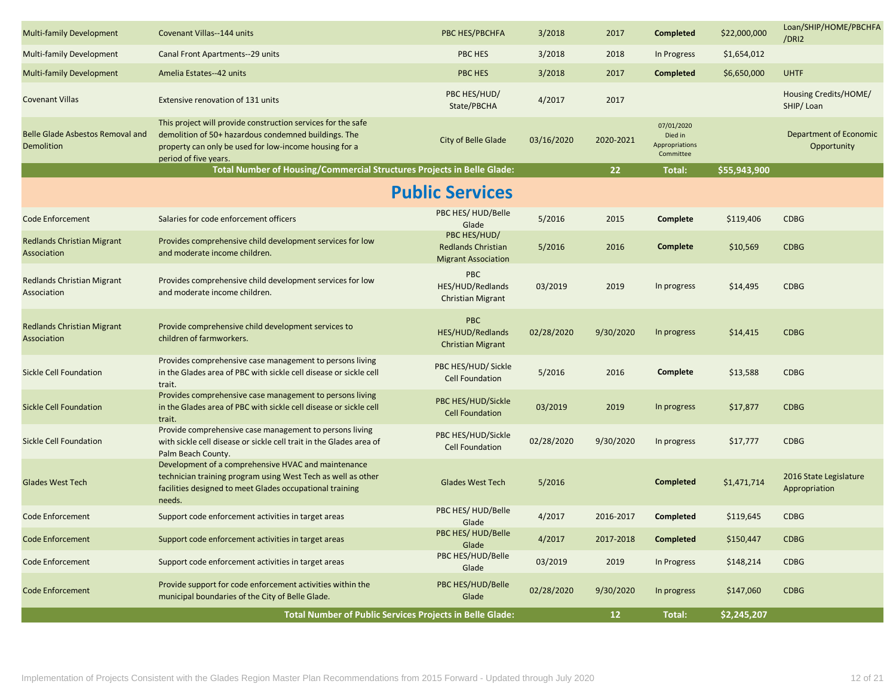| | | | | | | | |
|---|---|---|---|---|---|---|---|
| Multi-family Development | Covenant Villas--144 units | PBC HES/PBCHFA | 3/2018 | 2017 | **Completed** | $22,000,000 | Loan/SHIP/HOME/PBCHFA /DRI2 |
| Multi-family Development | Canal Front Apartments--29 units | PBC HES | 3/2018 | 2018 | In Progress | $1,654,012 | |
| Multi-family Development | Amelia Estates--42 units | PBC HES | 3/2018 | 2017 | **Completed** | $6,650,000 | UHTF |
| Covenant Villas | Extensive renovation of 131 units | PBC HES/HUD/ State/PBCHA | 4/2017 | 2017 | | | Housing Credits/HOME/ SHIP/ Loan |
| Belle Glade Asbestos Removal and Demolition | This project will provide construction services for the safe demolition of 50+ hazardous condemned buildings. The property can only be used for low-income housing for a period of five years. | City of Belle Glade | 03/16/2020 | 2020-2021 | 07/01/2020 Died in Appropriations Committee | | Department of Economic Opportunity |
| | **Total Number of Housing/Commercial Structures Projects in Belle Glade:** | | | **22** | **Total:** | **$55,943,900** | |

## Public Services

| | | | | | | | |
|---|---|---|---|---|---|---|---|
| Code Enforcement | Salaries for code enforcement officers | PBC HES/ HUD/Belle Glade | 5/2016 | 2015 | **Complete** | $119,406 | CDBG |
| Redlands Christian Migrant Association | Provides comprehensive child development services for low and moderate income children. | PBC HES/HUD/ Redlands Christian Migrant Association | 5/2016 | 2016 | **Complete** | $10,569 | CDBG |
| Redlands Christian Migrant Association | Provides comprehensive child development services for low and moderate income children. | PBC HES/HUD/Redlands Christian Migrant | 03/2019 | 2019 | In progress | $14,495 | CDBG |
| Redlands Christian Migrant Association | Provide comprehensive child development services to children of farmworkers. | PBC HES/HUD/Redlands Christian Migrant | 02/28/2020 | 9/30/2020 | In progress | $14,415 | CDBG |
| Sickle Cell Foundation | Provides comprehensive case management to persons living in the Glades area of PBC with sickle cell disease or sickle cell trait. | PBC HES/HUD/ Sickle Cell Foundation | 5/2016 | 2016 | **Complete** | $13,588 | CDBG |
| Sickle Cell Foundation | Provides comprehensive case management to persons living in the Glades area of PBC with sickle cell disease or sickle cell trait. | PBC HES/HUD/Sickle Cell Foundation | 03/2019 | 2019 | In progress | $17,877 | CDBG |
| Sickle Cell Foundation | Provide comprehensive case management to persons living with sickle cell disease or sickle cell trait in the Glades area of Palm Beach County. | PBC HES/HUD/Sickle Cell Foundation | 02/28/2020 | 9/30/2020 | In progress | $17,777 | CDBG |
| Glades West Tech | Development of a comprehensive HVAC and maintenance technician training program using West Tech as well as other facilities designed to meet Glades occupational training needs. | Glades West Tech | 5/2016 | | **Completed** | $1,471,714 | 2016 State Legislature Appropriation |
| Code Enforcement | Support code enforcement activities in target areas | PBC HES/ HUD/Belle Glade | 4/2017 | 2016-2017 | **Completed** | $119,645 | CDBG |
| Code Enforcement | Support code enforcement activities in target areas | PBC HES/ HUD/Belle Glade | 4/2017 | 2017-2018 | **Completed** | $150,447 | CDBG |
| Code Enforcement | Support code enforcement activities in target areas | PBC HES/HUD/Belle Glade | 03/2019 | 2019 | In Progress | $148,214 | CDBG |
| Code Enforcement | Provide support for code enforcement activities within the municipal boundaries of the City of Belle Glade. | PBC HES/HUD/Belle Glade | 02/28/2020 | 9/30/2020 | In progress | $147,060 | CDBG |
| | **Total Number of Public Services Projects in Belle Glade:** | | | **12** | **Total:** | **$2,245,207** | |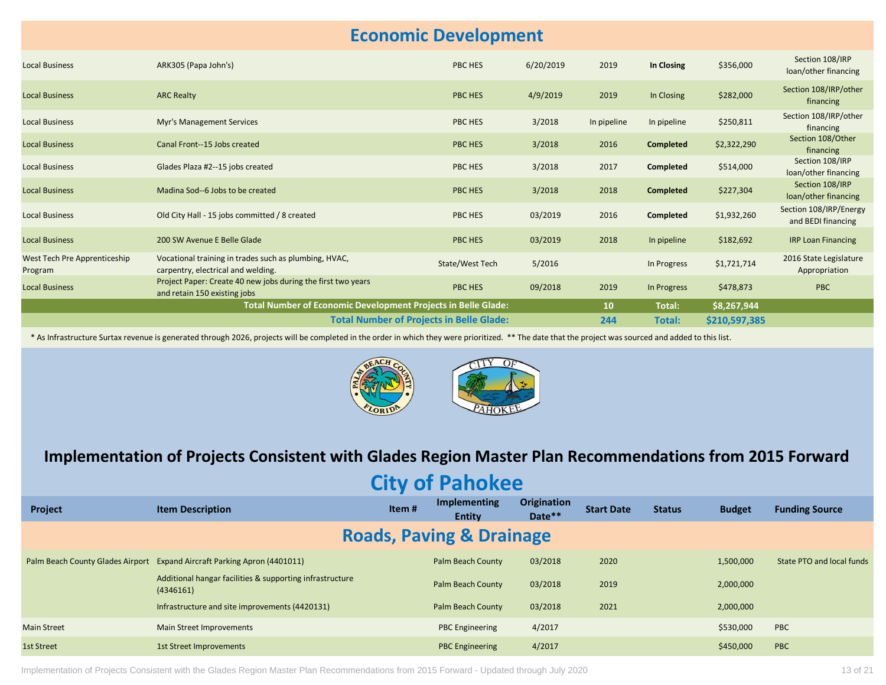## Economic Development

| | | | | | | | | |
|---|---|---|---|---|---|---|---|---|
| Local Business | ARK305 (Papa John's) | | PBC HES | 6/20/2019 | 2019 | **In Closing** | $356,000 | Section 108/IRP loan/other financing |
| Local Business | ARC Realty | | PBC HES | 4/9/2019 | 2019 | In Closing | $282,000 | Section 108/IRP/other financing |
| Local Business | Myr's Management Services | | PBC HES | 3/2018 | In pipeline | In pipeline | $250,811 | Section 108/IRP/other financing |
| Local Business | Canal Front--15 Jobs created | | PBC HES | 3/2018 | 2016 | **Completed** | $2,322,290 | Section 108/Other financing |
| Local Business | Glades Plaza #2--15 jobs created | | PBC HES | 3/2018 | 2017 | **Completed** | $514,000 | Section 108/IRP loan/other financing |
| Local Business | Madina Sod--6 Jobs to be created | | PBC HES | 3/2018 | 2018 | **Completed** | $227,304 | Section 108/IRP loan/other financing |
| Local Business | Old City Hall - 15 jobs committed / 8 created | | PBC HES | 03/2019 | 2016 | **Completed** | $1,932,260 | Section 108/IRP/Energy and BEDI financing |
| Local Business | 200 SW Avenue E Belle Glade | | PBC HES | 03/2019 | 2018 | In pipeline | $182,692 | IRP Loan Financing |
| West Tech Pre Apprenticeship Program | Vocational training in trades such as plumbing, HVAC, carpentry, electrical and welding. | | State/West Tech | 5/2016 | | In Progress | $1,721,714 | 2016 State Legislature Appropriation |
| Local Business | Project Paper: Create 40 new jobs during the first two years and retain 150 existing jobs | | PBC HES | 09/2018 | 2019 | In Progress | $478,873 | PBC |
| | **Total Number of Economic Development Projects in Belle Glade:** | | | | **10** | **Total:** | **$8,267,944** | |
| | **Total Number of Projects in Belle Glade:** | | | | **244** | **Total:** | **$210,597,385** | |

* As Infrastructure Surtax revenue is generated through 2026, projects will be completed in the order in which they were prioritized. ** The date that the project was sourced and added to this list.

# Implementation of Projects Consistent with Glades Region Master Plan Recommendations from 2015 Forward

## City of Pahokee

| Project | Item Description | Item # | Implementing Entity | Origination Date** | Start Date | Status | Budget | Funding Source |
|---|---|---|---|---|---|---|---|---|
| **Roads, Paving & Drainage** | | | | | | | | |
| Palm Beach County Glades Airport | Expand Aircraft Parking Apron (4401011) | | Palm Beach County | 03/2018 | 2020 | | 1,500,000 | State PTO and local funds |
| | Additional hangar facilities & supporting infrastructure (4346161) | | Palm Beach County | 03/2018 | 2019 | | 2,000,000 | |
| | Infrastructure and site improvements (4420131) | | Palm Beach County | 03/2018 | 2021 | | 2,000,000 | |
| Main Street | Main Street Improvements | | PBC Engineering | 4/2017 | | | $530,000 | PBC |
| 1st Street | 1st Street Improvements | | PBC Engineering | 4/2017 | | | $450,000 | PBC |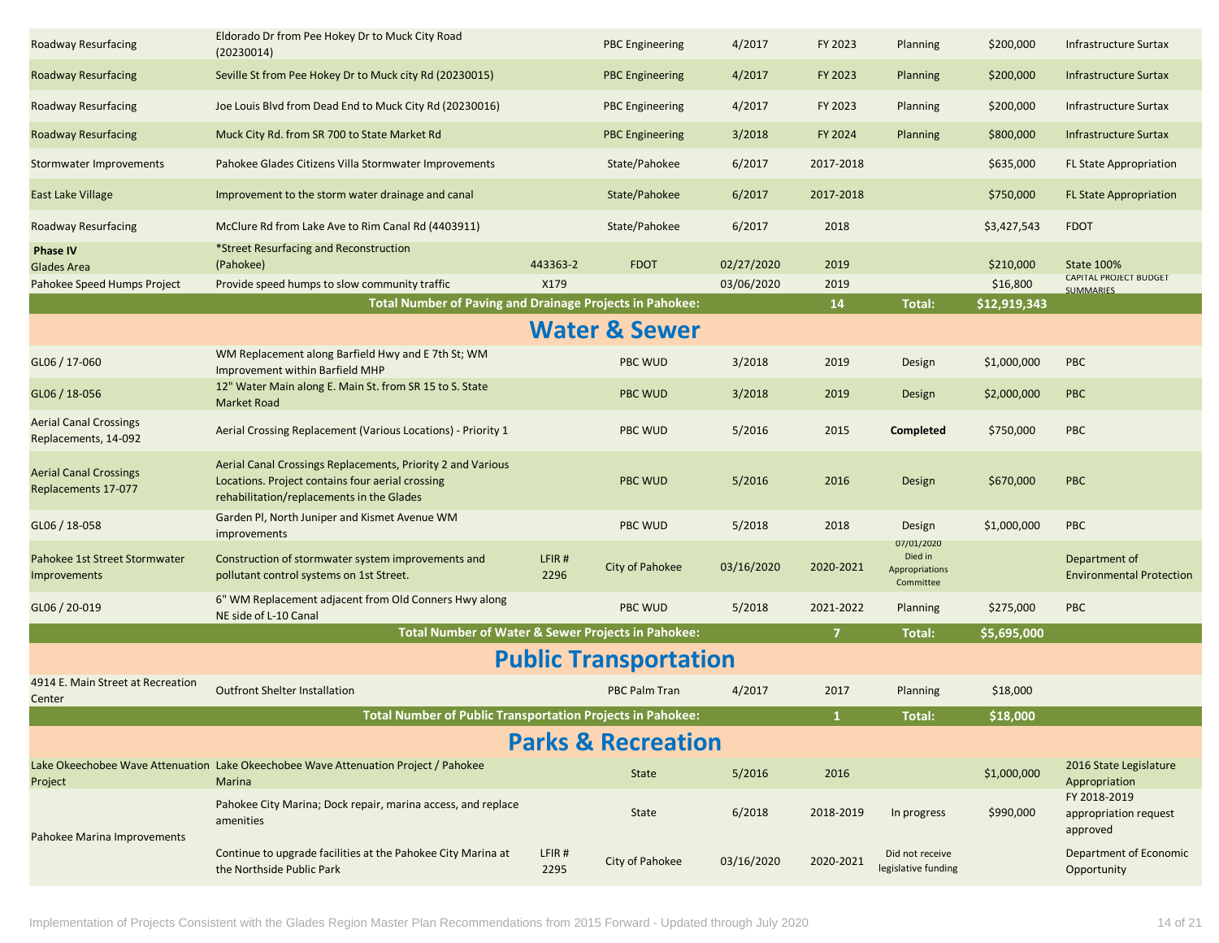| | | | | | | | | |
|---|---|---|---|---|---|---|---|---|
| Roadway Resurfacing | Eldorado Dr from Pee Hokey Dr to Muck City Road (20230014) | | PBC Engineering | 4/2017 | FY 2023 | Planning | $200,000 | Infrastructure Surtax |
| Roadway Resurfacing | Seville St from Pee Hokey Dr to Muck city Rd (20230015) | | PBC Engineering | 4/2017 | FY 2023 | Planning | $200,000 | Infrastructure Surtax |
| Roadway Resurfacing | Joe Louis Blvd from Dead End to Muck City Rd (20230016) | | PBC Engineering | 4/2017 | FY 2023 | Planning | $200,000 | Infrastructure Surtax |
| Roadway Resurfacing | Muck City Rd. from SR 700 to State Market Rd | | PBC Engineering | 3/2018 | FY 2024 | Planning | $800,000 | Infrastructure Surtax |
| Stormwater Improvements | Pahokee Glades Citizens Villa Stormwater Improvements | | State/Pahokee | 6/2017 | 2017-2018 | | $635,000 | FL State Appropriation |
| East Lake Village | Improvement to the storm water drainage and canal | | State/Pahokee | 6/2017 | 2017-2018 | | $750,000 | FL State Appropriation |
| Roadway Resurfacing | McClure Rd from Lake Ave to Rim Canal Rd (4403911) | | State/Pahokee | 6/2017 | 2018 | | $3,427,543 | FDOT |
| **Phase IV** Glades Area | *Street Resurfacing and Reconstruction (Pahokee) | 443363-2 | FDOT | 02/27/2020 | 2019 | | $210,000 | State 100% |
| Pahokee Speed Humps Project | Provide speed humps to slow community traffic | X179 | | 03/06/2020 | 2019 | | $16,800 | CAPITAL PROJECT BUDGET SUMMARIES |
| | **Total Number of Paving and Drainage Projects in Pahokee:** | | | | **14** | **Total:** | **$12,919,343** | |

## Water & Sewer

| | | | | | | | | |
|---|---|---|---|---|---|---|---|---|
| GL06 / 17-060 | WM Replacement along Barfield Hwy and E 7th St; WM Improvement within Barfield MHP | | PBC WUD | 3/2018 | 2019 | Design | $1,000,000 | PBC |
| GL06 / 18-056 | 12" Water Main along E. Main St. from SR 15 to S. State Market Road | | PBC WUD | 3/2018 | 2019 | Design | $2,000,000 | PBC |
| Aerial Canal Crossings Replacements, 14-092 | Aerial Crossing Replacement (Various Locations) - Priority 1 | | PBC WUD | 5/2016 | 2015 | **Completed** | $750,000 | PBC |
| Aerial Canal Crossings Replacements 17-077 | Aerial Canal Crossings Replacements, Priority 2 and Various Locations. Project contains four aerial crossing rehabilitation/replacements in the Glades | | PBC WUD | 5/2016 | 2016 | Design | $670,000 | PBC |
| GL06 / 18-058 | Garden Pl, North Juniper and Kismet Avenue WM improvements | | PBC WUD | 5/2018 | 2018 | Design | $1,000,000 | PBC |
| Pahokee 1st Street Stormwater Improvements | Construction of stormwater system improvements and pollutant control systems on 1st Street. | LFIR # 2296 | City of Pahokee | 03/16/2020 | 2020-2021 | 07/01/2020 Died in Appropriations Committee | | Department of Environmental Protection |
| GL06 / 20-019 | 6" WM Replacement adjacent from Old Conners Hwy along NE side of L-10 Canal | | PBC WUD | 5/2018 | 2021-2022 | Planning | $275,000 | PBC |
| | **Total Number of Water & Sewer Projects in Pahokee:** | | | | **7** | **Total:** | **$5,695,000** | |

## Public Transportation

| | | | | | | | | |
|---|---|---|---|---|---|---|---|---|
| 4914 E. Main Street at Recreation Center | Outfront Shelter Installation | | PBC Palm Tran | 4/2017 | 2017 | Planning | $18,000 | |
| | **Total Number of Public Transportation Projects in Pahokee:** | | | | **1** | **Total:** | **$18,000** | |

## Parks & Recreation

| | | | | | | | | |
|---|---|---|---|---|---|---|---|---|
| Lake Okeechobee Wave Attenuation Project | Lake Okeechobee Wave Attenuation Project / Pahokee Marina | | State | 5/2016 | 2016 | | $1,000,000 | 2016 State Legislature Appropriation |
| Pahokee Marina Improvements | Pahokee City Marina; Dock repair, marina access, and replace amenities | | State | 6/2018 | 2018-2019 | In progress | $990,000 | FY 2018-2019 appropriation request approved |
| | Continue to upgrade facilities at the Pahokee City Marina at the Northside Public Park | LFIR # 2295 | City of Pahokee | 03/16/2020 | 2020-2021 | Did not receive legislative funding | | Department of Economic Opportunity |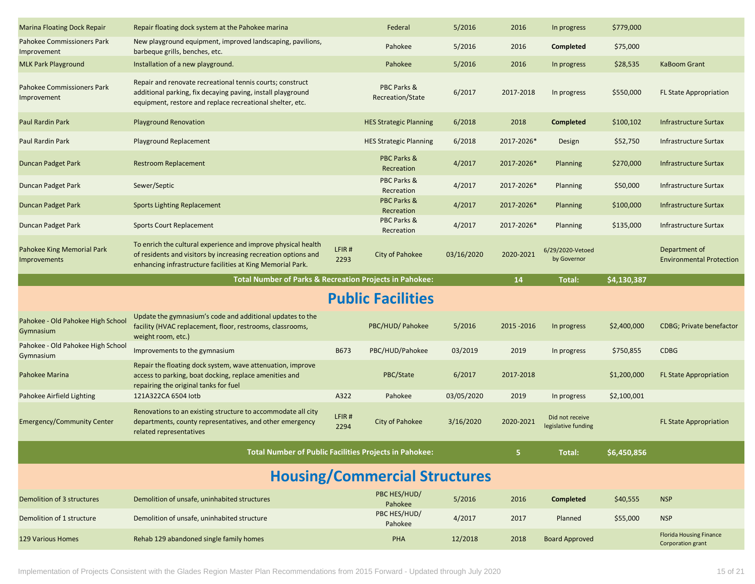| | | | | | | | | |
|---|---|---|---|---|---|---|---|---|
| Marina Floating Dock Repair | Repair floating dock system at the Pahokee marina | | Federal | 5/2016 | 2016 | In progress | $779,000 | |
| Pahokee Commissioners Park Improvement | New playground equipment, improved landscaping, pavilions, barbeque grills, benches, etc. | | Pahokee | 5/2016 | 2016 | **Completed** | $75,000 | |
| MLK Park Playground | Installation of a new playground. | | Pahokee | 5/2016 | 2016 | In progress | $28,535 | KaBoom Grant |
| Pahokee Commissioners Park Improvement | Repair and renovate recreational tennis courts; construct additional parking, fix decaying paving, install playground equipment, restore and replace recreational shelter, etc. | | PBC Parks & Recreation/State | 6/2017 | 2017-2018 | In progress | $550,000 | FL State Appropriation |
| Paul Rardin Park | Playground Renovation | | HES Strategic Planning | 6/2018 | 2018 | **Completed** | $100,102 | Infrastructure Surtax |
| Paul Rardin Park | Playground Replacement | | HES Strategic Planning | 6/2018 | 2017-2026* | Design | $52,750 | Infrastructure Surtax |
| Duncan Padget Park | Restroom Replacement | | PBC Parks & Recreation | 4/2017 | 2017-2026* | Planning | $270,000 | Infrastructure Surtax |
| Duncan Padget Park | Sewer/Septic | | PBC Parks & Recreation | 4/2017 | 2017-2026* | Planning | $50,000 | Infrastructure Surtax |
| Duncan Padget Park | Sports Lighting Replacement | | PBC Parks & Recreation | 4/2017 | 2017-2026* | Planning | $100,000 | Infrastructure Surtax |
| Duncan Padget Park | Sports Court Replacement | | PBC Parks & Recreation | 4/2017 | 2017-2026* | Planning | $135,000 | Infrastructure Surtax |
| Pahokee King Memorial Park Improvements | To enrich the cultural experience and improve physical health of residents and visitors by increasing recreation options and enhancing infrastructure facilities at King Memorial Park. | LFIR # 2293 | City of Pahokee | 03/16/2020 | 2020-2021 | 6/29/2020-Vetoed by Governor | | Department of Environmental Protection |
| | **Total Number of Parks & Recreation Projects in Pahokee:** | | | | **14** | **Total:** | **$4,130,387** | |

## Public Facilities

| | | | | | | | | |
|---|---|---|---|---|---|---|---|---|
| Pahokee - Old Pahokee High School Gymnasium | Update the gymnasium's code and additional updates to the facility (HVAC replacement, floor, restrooms, classrooms, weight room, etc.) | | PBC/HUD/ Pahokee | 5/2016 | 2015 -2016 | In progress | $2,400,000 | CDBG; Private benefactor |
| Pahokee - Old Pahokee High School Gymnasium | Improvements to the gymnasium | B673 | PBC/HUD/Pahokee | 03/2019 | 2019 | In progress | $750,855 | CDBG |
| Pahokee Marina | Repair the floating dock system, wave attenuation, improve access to parking, boat docking, replace amenities and repairing the original tanks for fuel | | PBC/State | 6/2017 | 2017-2018 | | $1,200,000 | FL State Appropriation |
| Pahokee Airfield Lighting | 121A322CA 6504 Iotb | A322 | Pahokee | 03/05/2020 | 2019 | In progress | $2,100,001 | |
| Emergency/Community Center | Renovations to an existing structure to accommodate all city departments, county representatives, and other emergency related representatives | LFIR # 2294 | City of Pahokee | 3/16/2020 | 2020-2021 | Did not receive legislative funding | | FL State Appropriation |
| | **Total Number of Public Facilities Projects in Pahokee:** | | | | **5** | **Total:** | **$6,450,856** | |

## Housing/Commercial Structures

| | | | | | | | | |
|---|---|---|---|---|---|---|---|---|
| Demolition of 3 structures | Demolition of unsafe, uninhabited structures | | PBC HES/HUD/ Pahokee | 5/2016 | 2016 | **Completed** | $40,555 | NSP |
| Demolition of 1 structure | Demolition of unsafe, uninhabited structure | | PBC HES/HUD/ Pahokee | 4/2017 | 2017 | Planned | $55,000 | NSP |
| 129 Various Homes | Rehab 129 abandoned single family homes | | PHA | 12/2018 | 2018 | Board Approved | | Florida Housing Finance Corporation grant |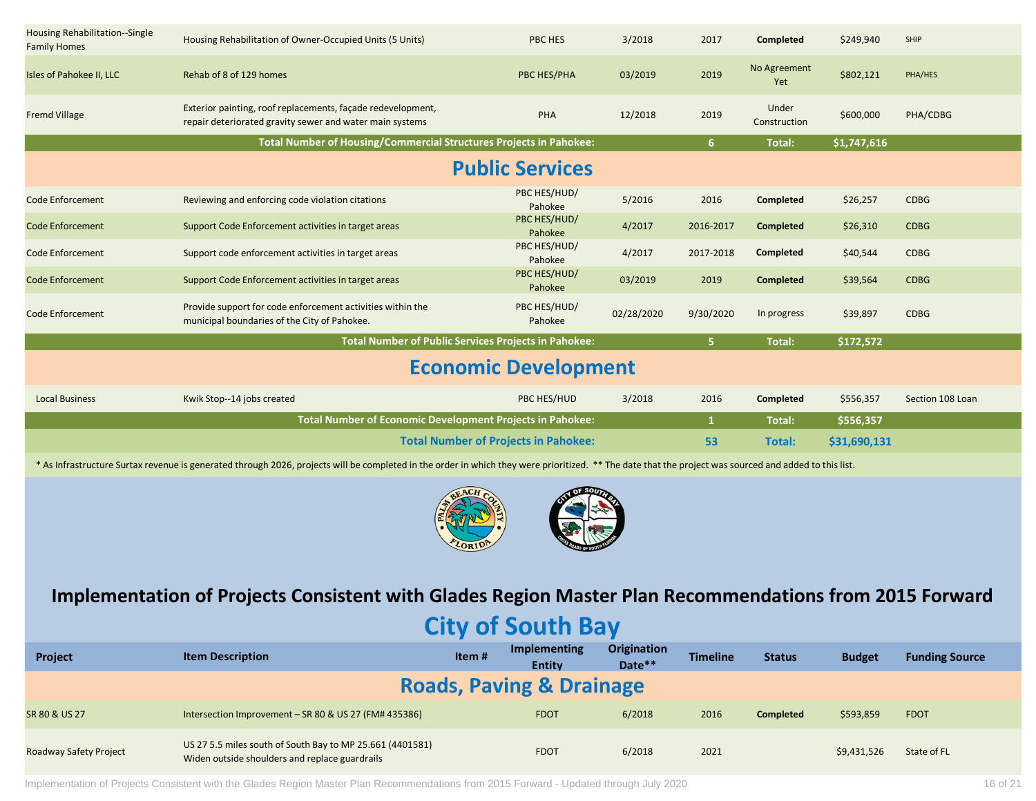| | | | | | | | | |
|---|---|---|---|---|---|---|---|---|
| Housing Rehabilitation--Single Family Homes | Housing Rehabilitation of Owner-Occupied Units (5 Units) | | PBC HES | 3/2018 | 2017 | **Completed** | $249,940 | SHIP |
| Isles of Pahokee II, LLC | Rehab of 8 of 129 homes | | PBC HES/PHA | 03/2019 | 2019 | No Agreement Yet | $802,121 | PHA/HES |
| Fremd Village | Exterior painting, roof replacements, façade redevelopment, repair deteriorated gravity sewer and water main systems | | PHA | 12/2018 | 2019 | Under Construction | $600,000 | PHA/CDBG |
| | **Total Number of Housing/Commercial Structures Projects in Pahokee:** | | | | **6** | **Total:** | **$1,747,616** | |

## Public Services

| | | | | | | | | |
|---|---|---|---|---|---|---|---|---|
| Code Enforcement | Reviewing and enforcing code violation citations | | PBC HES/HUD/ Pahokee | 5/2016 | 2016 | **Completed** | $26,257 | CDBG |
| Code Enforcement | Support Code Enforcement activities in target areas | | PBC HES/HUD/ Pahokee | 4/2017 | 2016-2017 | **Completed** | $26,310 | CDBG |
| Code Enforcement | Support code enforcement activities in target areas | | PBC HES/HUD/ Pahokee | 4/2017 | 2017-2018 | **Completed** | $40,544 | CDBG |
| Code Enforcement | Support Code Enforcement activities in target areas | | PBC HES/HUD/ Pahokee | 03/2019 | 2019 | **Completed** | $39,564 | CDBG |
| Code Enforcement | Provide support for code enforcement activities within the municipal boundaries of the City of Pahokee. | | PBC HES/HUD/ Pahokee | 02/28/2020 | 9/30/2020 | In progress | $39,897 | CDBG |
| | **Total Number of Public Services Projects in Pahokee:** | | | | **5** | **Total:** | **$172,572** | |

## Economic Development

| | | | | | | | | |
|---|---|---|---|---|---|---|---|---|
| Local Business | Kwik Stop--14 jobs created | | PBC HES/HUD | 3/2018 | 2016 | **Completed** | $556,357 | Section 108 Loan |
| | **Total Number of Economic Development Projects in Pahokee:** | | | | **1** | **Total:** | **$556,357** | |
| | **Total Number of Projects in Pahokee:** | | | | **53** | **Total:** | **$31,690,131** | |

\* As Infrastructure Surtax revenue is generated through 2026, projects will be completed in the order in which they were prioritized. ** The date that the project was sourced and added to this list.

# Implementation of Projects Consistent with Glades Region Master Plan Recommendations from 2015 Forward

## City of South Bay

| Project | Item Description | Item # | Implementing Entity | Origination Date** | Timeline | Status | Budget | Funding Source |
|---|---|---|---|---|---|---|---|---|
| **Roads, Paving & Drainage** | | | | | | | | |
| SR 80 & US 27 | Intersection Improvement – SR 80 & US 27 (FM# 435386) | | FDOT | 6/2018 | 2016 | **Completed** | $593,859 | FDOT |
| Roadway Safety Project | US 27 5.5 miles south of South Bay to MP 25.661 (4401581) Widen outside shoulders and replace guardrails | | FDOT | 6/2018 | 2021 | | $9,431,526 | State of FL |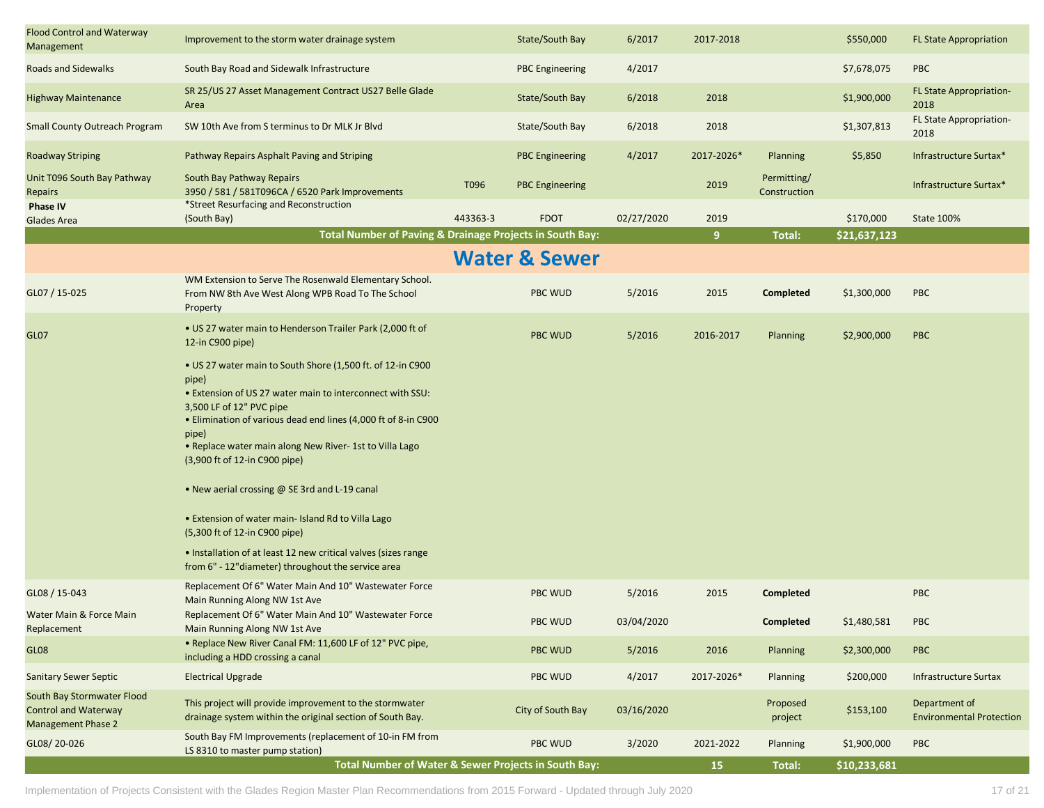| | | | | | | | | |
|---|---|---|---|---|---|---|---|---|
| Flood Control and Waterway Management | Improvement to the storm water drainage system | | State/South Bay | 6/2017 | 2017-2018 | | $550,000 | FL State Appropriation |
| Roads and Sidewalks | South Bay Road and Sidewalk Infrastructure | | PBC Engineering | 4/2017 | | | $7,678,075 | PBC |
| Highway Maintenance | SR 25/US 27 Asset Management Contract US27 Belle Glade Area | | State/South Bay | 6/2018 | 2018 | | $1,900,000 | FL State Appropriation-2018 |
| Small County Outreach Program | SW 10th Ave from S terminus to Dr MLK Jr Blvd | | State/South Bay | 6/2018 | 2018 | | $1,307,813 | FL State Appropriation-2018 |
| Roadway Striping | Pathway Repairs Asphalt Paving and Striping | | PBC Engineering | 4/2017 | 2017-2026* | Planning | $5,850 | Infrastructure Surtax* |
| Unit T096 South Bay Pathway Repairs | South Bay Pathway Repairs 3950 / 581 / 581T096CA / 6520 Park Improvements | T096 | PBC Engineering | | 2019 | Permitting/ Construction | | Infrastructure Surtax* |
| **Phase IV** Glades Area | *Street Resurfacing and Reconstruction (South Bay) | 443363-3 | FDOT | 02/27/2020 | 2019 | | $170,000 | State 100% |
| | **Total Number of Paving & Drainage Projects in South Bay:** | | | | **9** | **Total:** | **$21,637,123** | |

## Water & Sewer

| | | | | | | | | |
|---|---|---|---|---|---|---|---|---|
| GL07 / 15-025 | WM Extension to Serve The Rosenwald Elementary School. From NW 8th Ave West Along WPB Road To The School Property | | PBC WUD | 5/2016 | 2015 | **Completed** | $1,300,000 | PBC |
| GL07 | • US 27 water main to Henderson Trailer Park (2,000 ft of 12-in C900 pipe)<br>• US 27 water main to South Shore (1,500 ft. of 12-in C900 pipe)<br>• Extension of US 27 water main to interconnect with SSU: 3,500 LF of 12" PVC pipe<br>• Elimination of various dead end lines (4,000 ft of 8-in C900 pipe)<br>• Replace water main along New River- 1st to Villa Lago (3,900 ft of 12-in C900 pipe)<br>• New aerial crossing @ SE 3rd and L-19 canal<br>• Extension of water main- Island Rd to Villa Lago (5,300 ft of 12-in C900 pipe)<br>• Installation of at least 12 new critical valves (sizes range from 6" - 12"diameter) throughout the service area | | PBC WUD | 5/2016 | 2016-2017 | Planning | $2,900,000 | PBC |
| GL08 / 15-043 | Replacement Of 6" Water Main And 10" Wastewater Force Main Running Along NW 1st Ave | | PBC WUD | 5/2016 | 2015 | **Completed** | | PBC |
| Water Main & Force Main Replacement | Replacement Of 6" Water Main And 10" Wastewater Force Main Running Along NW 1st Ave | | PBC WUD | 03/04/2020 | | **Completed** | $1,480,581 | PBC |
| GL08 | • Replace New River Canal FM: 11,600 LF of 12" PVC pipe, including a HDD crossing a canal | | PBC WUD | 5/2016 | 2016 | Planning | $2,300,000 | PBC |
| Sanitary Sewer Septic | Electrical Upgrade | | PBC WUD | 4/2017 | 2017-2026* | Planning | $200,000 | Infrastructure Surtax |
| South Bay Stormwater Flood Control and Waterway Management Phase 2 | This project will provide improvement to the stormwater drainage system within the original section of South Bay. | | City of South Bay | 03/16/2020 | | Proposed project | $153,100 | Department of Environmental Protection |
| GL08/ 20-026 | South Bay FM Improvements (replacement of 10-in FM from LS 8310 to master pump station) | | PBC WUD | 3/2020 | 2021-2022 | Planning | $1,900,000 | PBC |
| | **Total Number of Water & Sewer Projects in South Bay:** | | | | **15** | **Total:** | **$10,233,681** | |

Implementation of Projects Consistent with the Glades Region Master Plan Recommendations from 2015 Forward - Updated through July 2020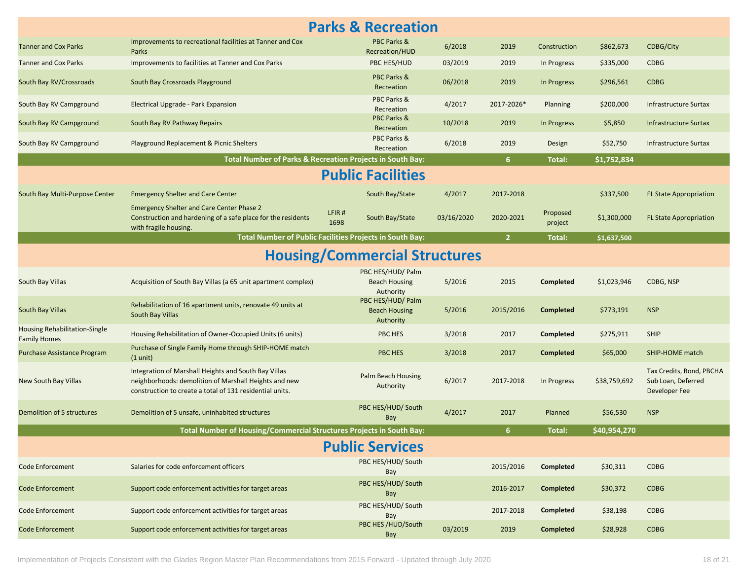## Parks & Recreation

| Project | Description | | Agency | Date | Timeline | Status | Amount | Funding Source |
|---|---|---|---|---|---|---|---|---|
| Tanner and Cox Parks | Improvements to recreational facilities at Tanner and Cox Parks | | PBC Parks & Recreation/HUD | 6/2018 | 2019 | Construction | $862,673 | CDBG/City |
| Tanner and Cox Parks | Improvements to facilities at Tanner and Cox Parks | | PBC HES/HUD | 03/2019 | 2019 | In Progress | $335,000 | CDBG |
| South Bay RV/Crossroads | South Bay Crossroads Playground | | PBC Parks & Recreation | 06/2018 | 2019 | In Progress | $296,561 | CDBG |
| South Bay RV Campground | Electrical Upgrade - Park Expansion | | PBC Parks & Recreation | 4/2017 | 2017-2026* | Planning | $200,000 | Infrastructure Surtax |
| South Bay RV Campground | South Bay RV Pathway Repairs | | PBC Parks & Recreation | 10/2018 | 2019 | In Progress | $5,850 | Infrastructure Surtax |
| South Bay RV Campground | Playground Replacement & Picnic Shelters | | PBC Parks & Recreation | 6/2018 | 2019 | Design | $52,750 | Infrastructure Surtax |
| **Total Number of Parks & Recreation Projects in South Bay:** | | | | | **6** | **Total:** | **$1,752,834** | |

## Public Facilities

| Project | Description | | Agency | Date | Timeline | Status | Amount | Funding Source |
|---|---|---|---|---|---|---|---|---|
| South Bay Multi-Purpose Center | Emergency Shelter and Care Center | | South Bay/State | 4/2017 | 2017-2018 | | $337,500 | FL State Appropriation |
| | Emergency Shelter and Care Center Phase 2 Construction and hardening of a safe place for the residents with fragile housing. | LFIR # 1698 | South Bay/State | 03/16/2020 | 2020-2021 | Proposed project | $1,300,000 | FL State Appropriation |
| **Total Number of Public Facilities Projects in South Bay:** | | | | | **2** | **Total:** | **$1,637,500** | |

## Housing/Commercial Structures

| Project | Description | | Agency | Date | Timeline | Status | Amount | Funding Source |
|---|---|---|---|---|---|---|---|---|
| South Bay Villas | Acquisition of South Bay Villas (a 65 unit apartment complex) | | PBC HES/HUD/ Palm Beach Housing Authority | 5/2016 | 2015 | **Completed** | $1,023,946 | CDBG, NSP |
| South Bay Villas | Rehabilitation of 16 apartment units, renovate 49 units at South Bay Villas | | PBC HES/HUD/ Palm Beach Housing Authority | 5/2016 | 2015/2016 | **Completed** | $773,191 | NSP |
| Housing Rehabilitation-Single Family Homes | Housing Rehabilitation of Owner-Occupied Units (6 units) | | PBC HES | 3/2018 | 2017 | **Completed** | $275,911 | SHIP |
| Purchase Assistance Program | Purchase of Single Family Home through SHIP-HOME match (1 unit) | | PBC HES | 3/2018 | 2017 | **Completed** | $65,000 | SHIP-HOME match |
| New South Bay Villas | Integration of Marshall Heights and South Bay Villas neighborhoods: demolition of Marshall Heights and new construction to create a total of 131 residential units. | | Palm Beach Housing Authority | 6/2017 | 2017-2018 | In Progress | $38,759,692 | Tax Credits, Bond, PBCHA Sub Loan, Deferred Developer Fee |
| Demolition of 5 structures | Demolition of 5 unsafe, uninhabited structures | | PBC HES/HUD/ South Bay | 4/2017 | 2017 | Planned | $56,530 | NSP |
| **Total Number of Housing/Commercial Structures Projects in South Bay:** | | | | | **6** | **Total:** | **$40,954,270** | |

## Public Services

| Project | Description | | Agency | Date | Timeline | Status | Amount | Funding Source |
|---|---|---|---|---|---|---|---|---|
| Code Enforcement | Salaries for code enforcement officers | | PBC HES/HUD/ South Bay | | 2015/2016 | **Completed** | $30,311 | CDBG |
| Code Enforcement | Support code enforcement activities for target areas | | PBC HES/HUD/ South Bay | | 2016-2017 | **Completed** | $30,372 | CDBG |
| Code Enforcement | Support code enforcement activities for target areas | | PBC HES/HUD/ South Bay | | 2017-2018 | **Completed** | $38,198 | CDBG |
| Code Enforcement | Support code enforcement activities for target areas | | PBC HES /HUD/South Bay | 03/2019 | 2019 | **Completed** | $28,928 | CDBG |

Implementation of Projects Consistent with the Glades Region Master Plan Recommendations from 2015 Forward - Updated through July 2020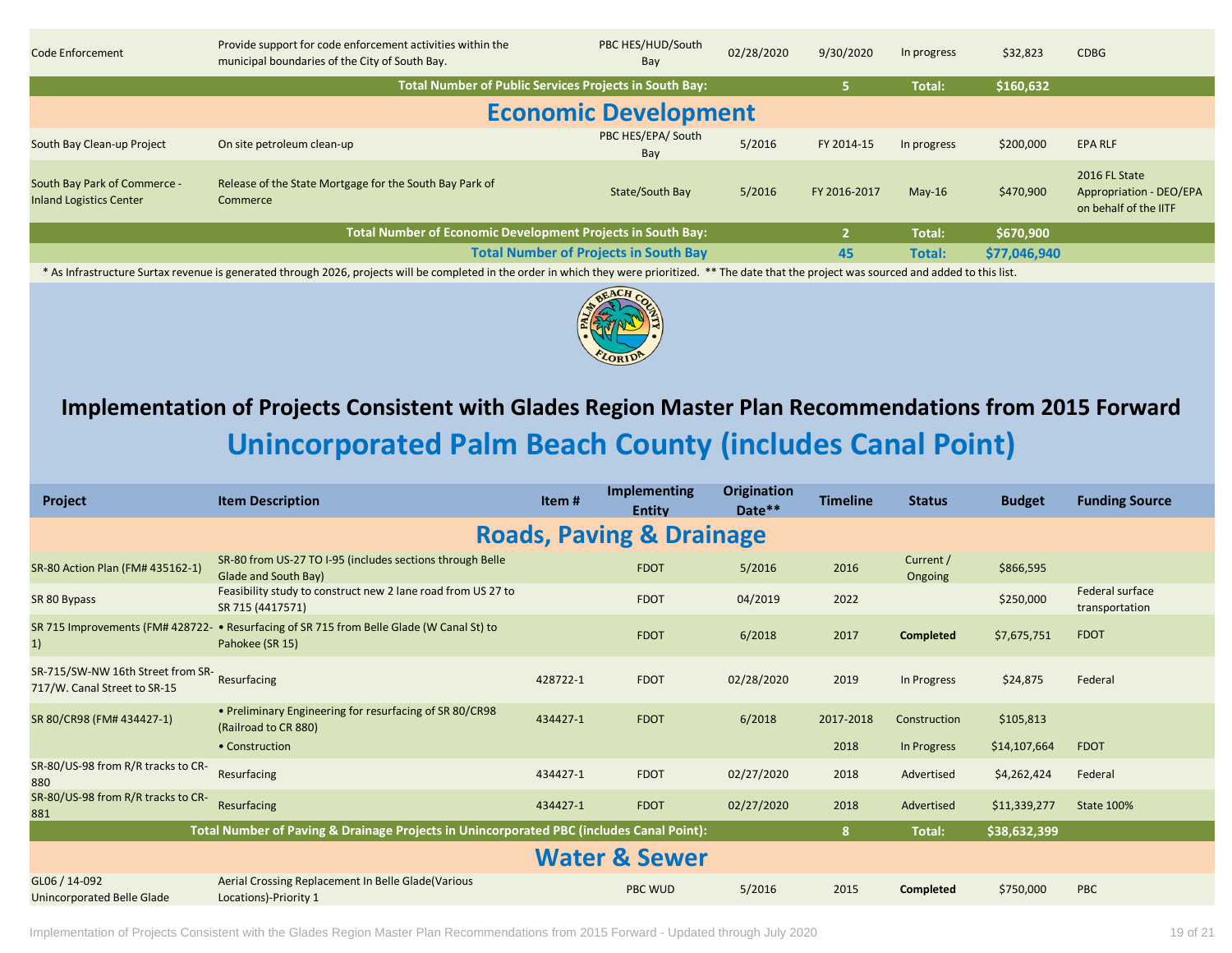| Code Enforcement | Provide support for code enforcement activities within the municipal boundaries of the City of South Bay. | PBC HES/HUD/South Bay | 02/28/2020 | 9/30/2020 | In progress | $32,823 | CDBG |
|---|---|---|---|---|---|---|---|
| **Total Number of Public Services Projects in South Bay:** | | | | **5** | **Total:** | **$160,632** | |

## Economic Development

| South Bay Clean-up Project | On site petroleum clean-up | PBC HES/EPA/ South Bay | 5/2016 | FY 2014-15 | In progress | $200,000 | EPA RLF |
|---|---|---|---|---|---|---|---|
| South Bay Park of Commerce - Inland Logistics Center | Release of the State Mortgage for the South Bay Park of Commerce | State/South Bay | 5/2016 | FY 2016-2017 | May-16 | $470,900 | 2016 FL State Appropriation - DEO/EPA on behalf of the IITF |
| **Total Number of Economic Development Projects in South Bay:** | | | | **2** | **Total:** | **$670,900** | |
| **Total Number of Projects in South Bay** | | | | **45** | **Total:** | **$77,046,940** | |

\* As Infrastructure Surtax revenue is generated through 2026, projects will be completed in the order in which they were prioritized. ** The date that the project was sourced and added to this list.

# Implementation of Projects Consistent with Glades Region Master Plan Recommendations from 2015 Forward

## Unincorporated Palm Beach County (includes Canal Point)

| Project | Item Description | Item # | Implementing Entity | Origination Date** | Timeline | Status | Budget | Funding Source |
|---|---|---|---|---|---|---|---|---|
| **Roads, Paving & Drainage** | | | | | | | | |
| SR-80 Action Plan (FM# 435162-1) | SR-80 from US-27 TO I-95 (includes sections through Belle Glade and South Bay) | | FDOT | 5/2016 | 2016 | Current / Ongoing | $866,595 | |
| SR 80 Bypass | Feasibility study to construct new 2 lane road from US 27 to SR 715 (4417571) | | FDOT | 04/2019 | 2022 | | $250,000 | Federal surface transportation |
| SR 715 Improvements (FM# 428722-1) | • Resurfacing of SR 715 from Belle Glade (W Canal St) to Pahokee (SR 15) | | FDOT | 6/2018 | 2017 | **Completed** | $7,675,751 | FDOT |
| SR-715/SW-NW 16th Street from SR-717/W. Canal Street to SR-15 | Resurfacing | 428722-1 | FDOT | 02/28/2020 | 2019 | In Progress | $24,875 | Federal |
| SR 80/CR98 (FM# 434427-1) | • Preliminary Engineering for resurfacing of SR 80/CR98 (Railroad to CR 880) | 434427-1 | FDOT | 6/2018 | 2017-2018 | Construction | $105,813 | |
| | • Construction | | | | 2018 | In Progress | $14,107,664 | FDOT |
| SR-80/US-98 from R/R tracks to CR-880 | Resurfacing | 434427-1 | FDOT | 02/27/2020 | 2018 | Advertised | $4,262,424 | Federal |
| SR-80/US-98 from R/R tracks to CR-881 | Resurfacing | 434427-1 | FDOT | 02/27/2020 | 2018 | Advertised | $11,339,277 | State 100% |
| **Total Number of Paving & Drainage Projects in Unincorporated PBC (includes Canal Point):** | | | | | **8** | **Total:** | **$38,632,399** | |
| **Water & Sewer** | | | | | | | | |
| GL06 / 14-092 Unincorporated Belle Glade | Aerial Crossing Replacement In Belle Glade(Various Locations)-Priority 1 | | PBC WUD | 5/2016 | 2015 | **Completed** | $750,000 | PBC |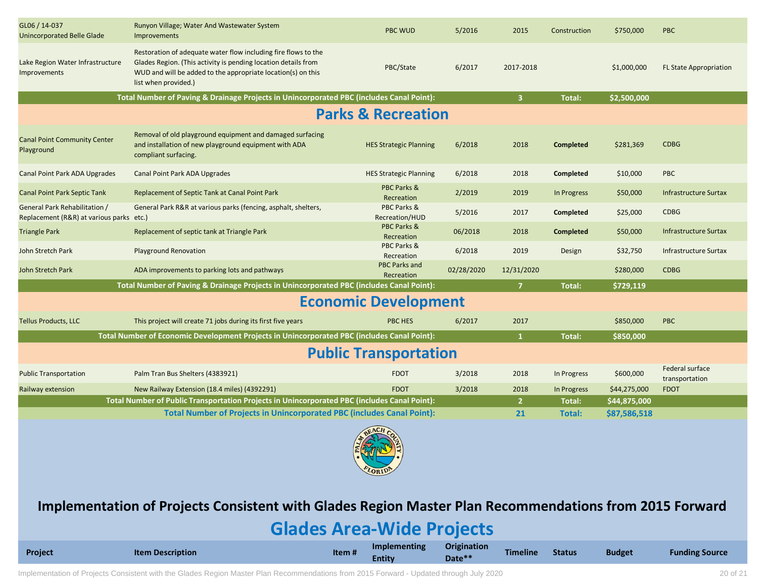| | | | | | | | | |
|---|---|---|---|---|---|---|---|---|
| GL06 / 14-037 Unincorporated Belle Glade | Runyon Village; Water And Wastewater System Improvements | | PBC WUD | 5/2016 | 2015 | Construction | $750,000 | PBC |
| Lake Region Water Infrastructure Improvements | Restoration of adequate water flow including fire flows to the Glades Region. (This activity is pending location details from WUD and will be added to the appropriate location(s) on this list when provided.) | | PBC/State | 6/2017 | 2017-2018 | | $1,000,000 | FL State Appropriation |
| **Total Number of Paving & Drainage Projects in Unincorporated PBC (includes Canal Point):** | | | | | **3** | **Total:** | **$2,500,000** | |

## Parks & Recreation

| | | | | | | | | |
|---|---|---|---|---|---|---|---|---|
| Canal Point Community Center Playground | Removal of old playground equipment and damaged surfacing and installation of new playground equipment with ADA compliant surfacing. | | HES Strategic Planning | 6/2018 | 2018 | **Completed** | $281,369 | CDBG |
| Canal Point Park ADA Upgrades | Canal Point Park ADA Upgrades | | HES Strategic Planning | 6/2018 | 2018 | **Completed** | $10,000 | PBC |
| Canal Point Park Septic Tank | Replacement of Septic Tank at Canal Point Park | | PBC Parks & Recreation | 2/2019 | 2019 | In Progress | $50,000 | Infrastructure Surtax |
| General Park Rehabilitation / Replacement (R&R) at various parks | General Park R&R at various parks (fencing, asphalt, shelters, etc.) | | PBC Parks & Recreation/HUD | 5/2016 | 2017 | **Completed** | $25,000 | CDBG |
| Triangle Park | Replacement of septic tank at Triangle Park | | PBC Parks & Recreation | 06/2018 | 2018 | **Completed** | $50,000 | Infrastructure Surtax |
| John Stretch Park | Playground Renovation | | PBC Parks & Recreation | 6/2018 | 2019 | Design | $32,750 | Infrastructure Surtax |
| John Stretch Park | ADA improvements to parking lots and pathways | | PBC Parks and Recreation | 02/28/2020 | 12/31/2020 | | $280,000 | CDBG |
| **Total Number of Paving & Drainage Projects in Unincorporated PBC (includes Canal Point):** | | | | | **7** | **Total:** | **$729,119** | |

## Economic Development

| | | | | | | | | |
|---|---|---|---|---|---|---|---|---|
| Tellus Products, LLC | This project will create 71 jobs during its first five years | | PBC HES | 6/2017 | 2017 | | $850,000 | PBC |
| **Total Number of Economic Development Projects in Unincorporated PBC (includes Canal Point):** | | | | | **1** | **Total:** | **$850,000** | |

## Public Transportation

| | | | | | | | | |
|---|---|---|---|---|---|---|---|---|
| Public Transportation | Palm Tran Bus Shelters (4383921) | | FDOT | 3/2018 | 2018 | In Progress | $600,000 | Federal surface transportation |
| Railway extension | New Railway Extension (18.4 miles) (4392291) | | FDOT | 3/2018 | 2018 | In Progress | $44,275,000 | FDOT |
| **Total Number of Public Transportation Projects in Unincorporated PBC (includes Canal Point):** | | | | | **2** | **Total:** | **$44,875,000** | |
| **Total Number of Projects in Unincorporated PBC (includes Canal Point):** | | | | | **21** | **Total:** | **$87,586,518** | |

# Implementation of Projects Consistent with Glades Region Master Plan Recommendations from 2015 Forward

## Glades Area-Wide Projects

| Project | Item Description | Item # | Implementing Entity | Origination Date** | Timeline | Status | Budget | Funding Source |
|---|---|---|---|---|---|---|---|---|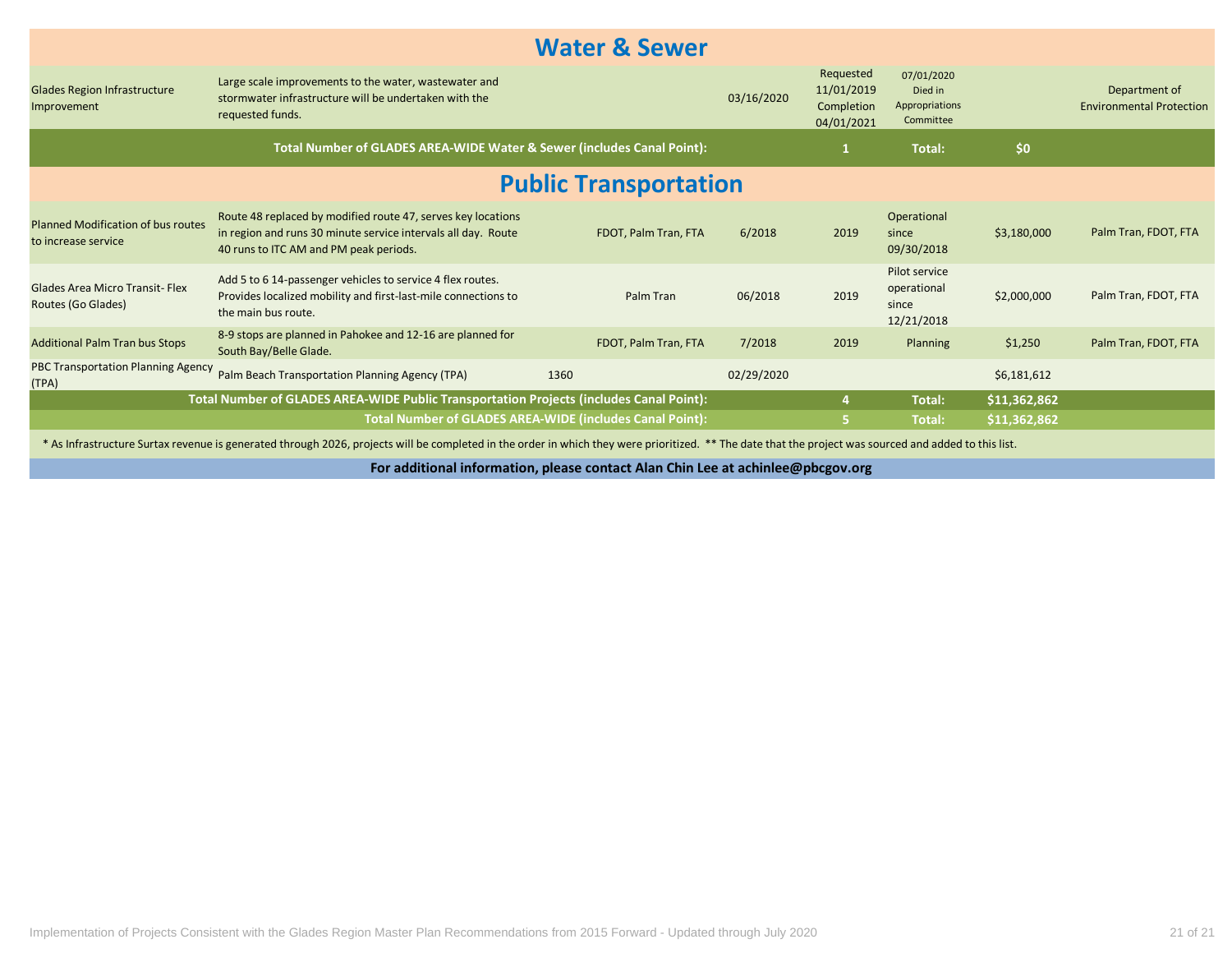## Water & Sewer

| | | | | | | | | |
|---|---|---|---|---|---|---|---|---|
| Glades Region Infrastructure Improvement | Large scale improvements to the water, wastewater and stormwater infrastructure will be undertaken with the requested funds. | | | 03/16/2020 | Requested 11/01/2019 Completion 04/01/2021 | 07/01/2020 Died in Appropriations Committee | | Department of Environmental Protection |
| **Total Number of GLADES AREA-WIDE Water & Sewer (includes Canal Point):** | | | | | **1** | **Total:** | **$0** | |

## Public Transportation

| | | | | | | | | |
|---|---|---|---|---|---|---|---|---|
| Planned Modification of bus routes to increase service | Route 48 replaced by modified route 47, serves key locations in region and runs 30 minute service intervals all day. Route 40 runs to ITC AM and PM peak periods. | | FDOT, Palm Tran, FTA | 6/2018 | 2019 | Operational since 09/30/2018 | $3,180,000 | Palm Tran, FDOT, FTA |
| Glades Area Micro Transit- Flex Routes (Go Glades) | Add 5 to 6 14-passenger vehicles to service 4 flex routes. Provides localized mobility and first-last-mile connections to the main bus route. | | Palm Tran | 06/2018 | 2019 | Pilot service operational since 12/21/2018 | $2,000,000 | Palm Tran, FDOT, FTA |
| Additional Palm Tran bus Stops | 8-9 stops are planned in Pahokee and 12-16 are planned for South Bay/Belle Glade. | | FDOT, Palm Tran, FTA | 7/2018 | 2019 | Planning | $1,250 | Palm Tran, FDOT, FTA |
| PBC Transportation Planning Agency (TPA) | Palm Beach Transportation Planning Agency (TPA) | 1360 | | 02/29/2020 | | | $6,181,612 | |
| **Total Number of GLADES AREA-WIDE Public Transportation Projects (includes Canal Point):** | | | | | **4** | **Total:** | **$11,362,862** | |
| **Total Number of GLADES AREA-WIDE (includes Canal Point):** | | | | | **5** | **Total:** | **$11,362,862** | |

* As Infrastructure Surtax revenue is generated through 2026, projects will be completed in the order in which they were prioritized. ** The date that the project was sourced and added to this list.

**For additional information, please contact Alan Chin Lee at achinlee@pbcgov.org**